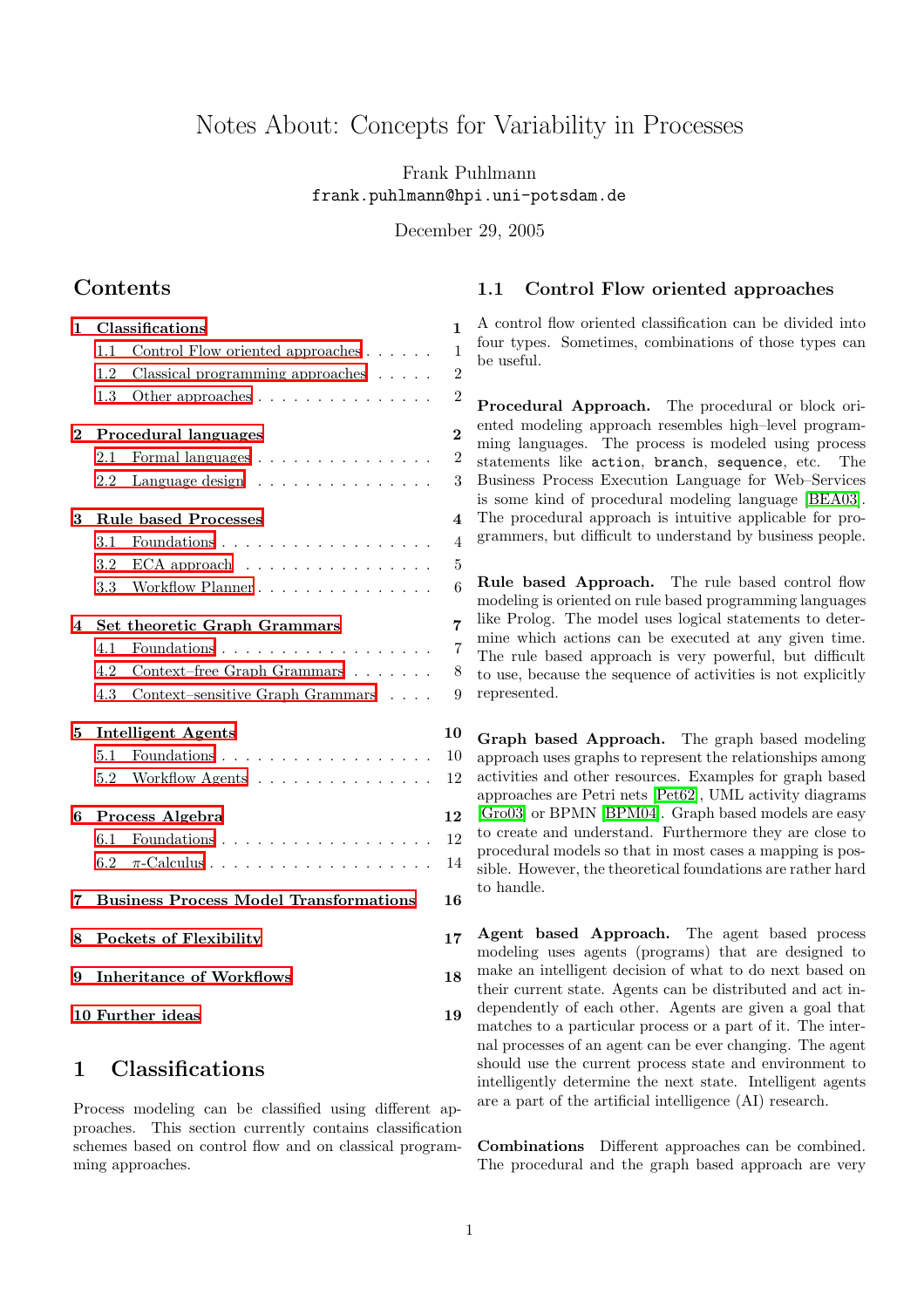# Notes About: Concepts for Variability in Processes

Frank Puhlmann
frank.puhlmann@hpi.uni-potsdam.de

December 29, 2005

## Contents

- 1 Classifications — 1
  - 1.1 Control Flow oriented approaches — 1
  - 1.2 Classical programming approaches — 2
  - 1.3 Other approaches — 2
- 2 Procedural languages — 2
  - 2.1 Formal languages — 2
  - 2.2 Language design — 3
- 3 Rule based Processes — 4
  - 3.1 Foundations — 4
  - 3.2 ECA approach — 5
  - 3.3 Workflow Planner — 6
- 4 Set theoretic Graph Grammars — 7
  - 4.1 Foundations — 7
  - 4.2 Context–free Graph Grammars — 8
  - 4.3 Context–sensitive Graph Grammars — 9
- 5 Intelligent Agents — 10
  - 5.1 Foundations — 10
  - 5.2 Workflow Agents — 12
- 6 Process Algebra — 12
  - 6.1 Foundations — 12
  - 6.2 $\pi$-Calculus — 14
- 7 Business Process Model Transformations — 16
- 8 Pockets of Flexibility — 17
- 9 Inheritance of Workflows — 18
- 10 Further ideas — 19

# 1 Classifications

Process modeling can be classified using different approaches. This section currently contains classification schemes based on control flow and on classical programming approaches.

## 1.1 Control Flow oriented approaches

A control flow oriented classification can be divided into four types. Sometimes, combinations of those types can be useful.

**Procedural Approach.** The procedural or block oriented modeling approach resembles high–level programming languages. The process is modeled using process statements like `action`, `branch`, `sequence`, etc. The Business Process Execution Language for Web–Services is some kind of procedural modeling language [BEA03]. The procedural approach is intuitive applicable for programmers, but difficult to understand by business people.

**Rule based Approach.** The rule based control flow modeling is oriented on rule based programming languages like Prolog. The model uses logical statements to determine which actions can be executed at any given time. The rule based approach is very powerful, but difficult to use, because the sequence of activities is not explicitly represented.

**Graph based Approach.** The graph based modeling approach uses graphs to represent the relationships among activities and other resources. Examples for graph based approaches are Petri nets [Pet62], UML activity diagrams [Gro03] or BPMN [BPM04]. Graph based models are easy to create and understand. Furthermore they are close to procedural models so that in most cases a mapping is possible. However, the theoretical foundations are rather hard to handle.

**Agent based Approach.** The agent based process modeling uses agents (programs) that are designed to make an intelligent decision of what to do next based on their current state. Agents can be distributed and act independently of each other. Agents are given a goal that matches to a particular process or a part of it. The internal processes of an agent can be ever changing. The agent should use the current process state and environment to intelligently determine the next state. Intelligent agents are a part of the artificial intelligence (AI) research.

**Combinations** Different approaches can be combined. The procedural and the graph based approach are very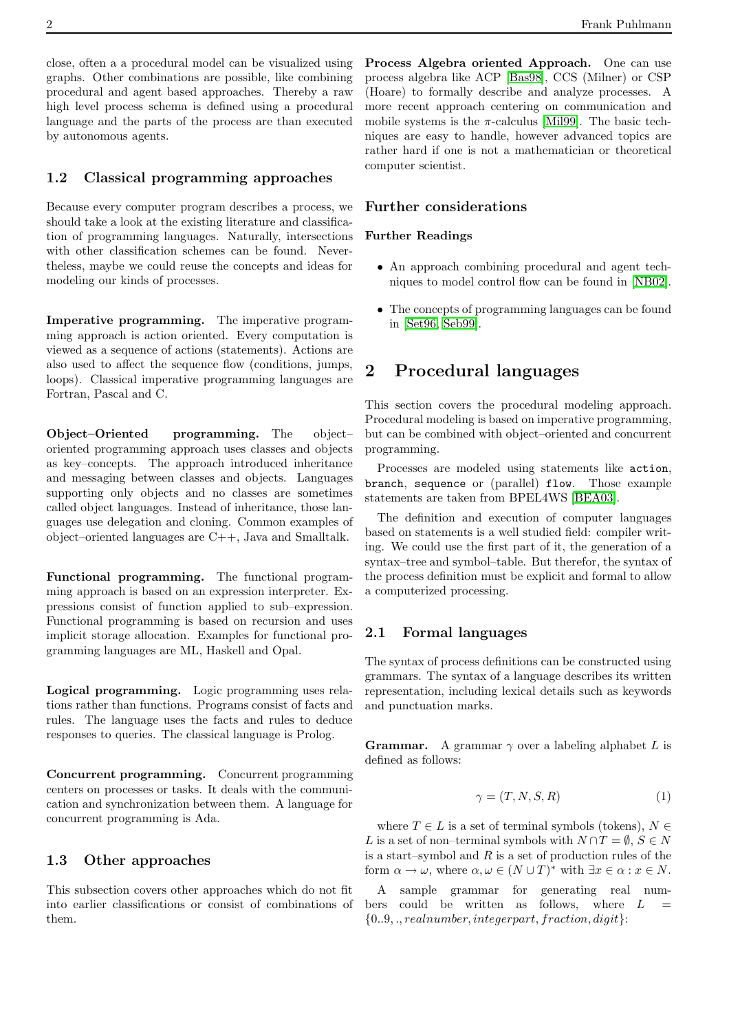close, often a a procedural model can be visualized using graphs. Other combinations are possible, like combining procedural and agent based approaches. Thereby a raw high level process schema is defined using a procedural language and the parts of the process are than executed by autonomous agents.

### 1.2 Classical programming approaches

Because every computer program describes a process, we should take a look at the existing literature and classification of programming languages. Naturally, intersections with other classification schemes can be found. Nevertheless, maybe we could reuse the concepts and ideas for modeling our kinds of processes.

**Imperative programming.** The imperative programming approach is action oriented. Every computation is viewed as a sequence of actions (statements). Actions are also used to affect the sequence flow (conditions, jumps, loops). Classical imperative programming languages are Fortran, Pascal and C.

**Object–Oriented programming.** The object–oriented programming approach uses classes and objects as key–concepts. The approach introduced inheritance and messaging between classes and objects. Languages supporting only objects and no classes are sometimes called object languages. Instead of inheritance, those languages use delegation and cloning. Common examples of object–oriented languages are C++, Java and Smalltalk.

**Functional programming.** The functional programming approach is based on an expression interpreter. Expressions consist of function applied to sub–expression. Functional programming is based on recursion and uses implicit storage allocation. Examples for functional programming languages are ML, Haskell and Opal.

**Logical programming.** Logic programming uses relations rather than functions. Programs consist of facts and rules. The language uses the facts and rules to deduce responses to queries. The classical language is Prolog.

**Concurrent programming.** Concurrent programming centers on processes or tasks. It deals with the communication and synchronization between them. A language for concurrent programming is Ada.

### 1.3 Other approaches

This subsection covers other approaches which do not fit into earlier classifications or consist of combinations of them.

**Process Algebra oriented Approach.** One can use process algebra like ACP [Bas98], CCS (Milner) or CSP (Hoare) to formally describe and analyze processes. A more recent approach centering on communication and mobile systems is the $\pi$-calculus [Mil99]. The basic techniques are easy to handle, however advanced topics are rather hard if one is not a mathematician or theoretical computer scientist.

### Further considerations

#### Further Readings

- An approach combining procedural and agent techniques to model control flow can be found in [NB02].
- The concepts of programming languages can be found in [Set96, Seb99].

## 2 Procedural languages

This section covers the procedural modeling approach. Procedural modeling is based on imperative programming, but can be combined with object–oriented and concurrent programming.

Processes are modeled using statements like `action`, `branch`, `sequence` or (parallel) `flow`. Those example statements are taken from BPEL4WS [BEA03].

The definition and execution of computer languages based on statements is a well studied field: compiler writing. We could use the first part of it, the generation of a syntax–tree and symbol–table. But therefor, the syntax of the process definition must be explicit and formal to allow a computerized processing.

### 2.1 Formal languages

The syntax of process definitions can be constructed using grammars. The syntax of a language describes its written representation, including lexical details such as keywords and punctuation marks.

**Grammar.** A grammar $\gamma$ over a labeling alphabet $L$ is defined as follows:

$$\gamma = (T, N, S, R) \tag{1}$$

where $T \in L$ is a set of terminal symbols (tokens), $N \in L$ is a set of non–terminal symbols with $N \cap T = \emptyset$, $S \in N$ is a start–symbol and $R$ is a set of production rules of the form $\alpha \rightarrow \omega$, where $\alpha, \omega \in (N \cup T)^*$ with $\exists x \in \alpha : x \in N$.

A sample grammar for generating real numbers could be written as follows, where $L = \{0..9, ., realnumber, integerpart, fraction, digit\}$: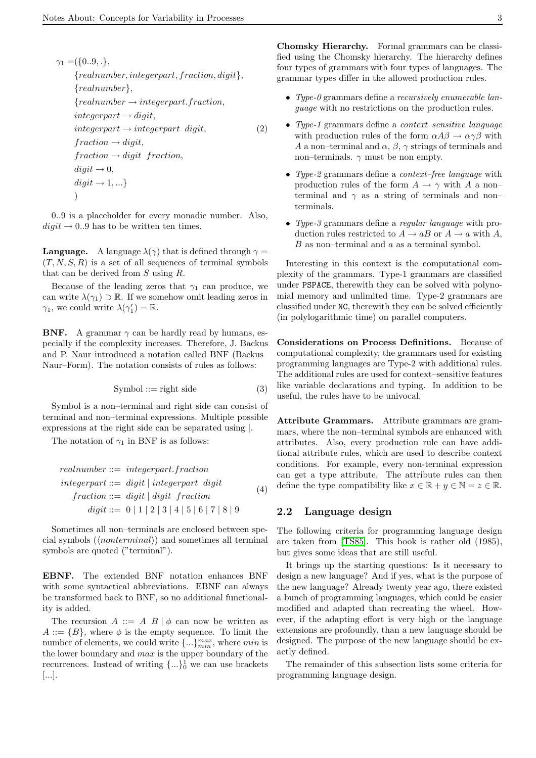$$
\begin{aligned}
\gamma_1 =(&\{0..9, .\},\\
&\{realnumber, integerpart, fraction, digit\},\\
&\{realnumber\},\\
&\{realnumber \rightarrow integerpart.fraction,\\
&integerpart \rightarrow digit,\\
&integerpart \rightarrow integerpart\ \ digit,\\
&fraction \rightarrow digit,\\
&fraction \rightarrow digit\ \ fraction,\\
&digit \rightarrow 0,\\
&digit \rightarrow 1, ...\}\\
&)
\end{aligned} \tag{2}
$$

0..9 is a placeholder for every monadic number. Also, $digit \rightarrow 0..9$ has to be written ten times.

**Language.** A language $\lambda(\gamma)$ that is defined through $\gamma = (T, N, S, R)$ is a set of all sequences of terminal symbols that can be derived from $S$ using $R$.

Because of the leading zeros that $\gamma_1$ can produce, we can write $\lambda(\gamma_1) \supset \mathbb{R}$. If we somehow omit leading zeros in $\gamma_1$, we could write $\lambda(\gamma_1') = \mathbb{R}$.

**BNF.** A grammar $\gamma$ can be hardly read by humans, especially if the complexity increases. Therefore, J. Backus and P. Naur introduced a notation called BNF (Backus–Naur–Form). The notation consists of rules as follows:

$$
\text{Symbol} ::= \text{right side} \tag{3}
$$

Symbol is a non–terminal and right side can consist of terminal and non–terminal expressions. Multiple possible expressions at the right side can be separated using |.

The notation of $\gamma_1$ in BNF is as follows:

$$
\begin{aligned}
realnumber &::= \ integerpart.fraction\\
integerpart &::= \ digit \mid integerpart\ \ digit\\
fraction &::= \ digit \mid digit\ \ fraction\\
digit &::= \ 0 \mid 1 \mid 2 \mid 3 \mid 4 \mid 5 \mid 6 \mid 7 \mid 8 \mid 9
\end{aligned} \tag{4}
$$

Sometimes all non–terminals are enclosed between special symbols ($\langle nonterminal \rangle$) and sometimes all terminal symbols are quoted ("terminal").

**EBNF.** The extended BNF notation enhances BNF with some syntactical abbreviations. EBNF can always be transformed back to BNF, so no additional functionality is added.

The recursion $A\ ::=\ A\ B \mid \phi$ can now be written as $A ::= \{B\}$, where $\phi$ is the empty sequence. To limit the number of elements, we could write $\{...\}_{min}^{max}$, where $min$ is the lower boundary and $max$ is the upper boundary of the recurrences. Instead of writing $\{...\}_0^1$ we can use brackets [...].

**Chomsky Hierarchy.** Formal grammars can be classified using the Chomsky hierarchy. The hierarchy defines four types of grammars with four types of languages. The grammar types differ in the allowed production rules.

- *Type-0* grammars define a *recursively enumerable language* with no restrictions on the production rules.
- *Type-1* grammars define a *context–sensitive language* with production rules of the form $\alpha A \beta \rightarrow \alpha \gamma \beta$ with $A$ a non–terminal and $\alpha$, $\beta$, $\gamma$ strings of terminals and non–terminals. $\gamma$ must be non empty.
- *Type-2* grammars define a *context–free language* with production rules of the form $A \rightarrow \gamma$ with $A$ a non–terminal and $\gamma$ as a string of terminals and non–terminals.
- *Type-3* grammars define a *regular language* with production rules restricted to $A \rightarrow aB$ or $A \rightarrow a$ with $A$, $B$ as non–terminal and $a$ as a terminal symbol.

Interesting in this context is the computational complexity of the grammars. Type-1 grammars are classified under PSPACE, therewith they can be solved with polynomial memory and unlimited time. Type-2 grammars are classified under NC, therewith they can be solved efficiently (in polylogarithmic time) on parallel computers.

**Considerations on Process Definitions.** Because of computational complexity, the grammars used for existing programming languages are Type-2 with additional rules. The additional rules are used for context–sensitive features like variable declarations and typing. In addition to be useful, the rules have to be univocal.

**Attribute Grammars.** Attribute grammars are grammars, where the non–terminal symbols are enhanced with attributes. Also, every production rule can have additional attribute rules, which are used to describe context conditions. For example, every non-terminal expression can get a type attribute. The attribute rules can then define the type compatibility like $x \in \mathbb{R} + y \in \mathbb{N} = z \in \mathbb{R}$.

## 2.2 Language design

The following criteria for programming language design are taken from [TS85]. This book is rather old (1985), but gives some ideas that are still useful.

It brings up the starting questions: Is it necessary to design a new language? And if yes, what is the purpose of the new language? Already twenty year ago, there existed a bunch of programming languages, which could be easier modified and adapted than recreating the wheel. However, if the adapting effort is very high or the language extensions are profoundly, than a new language should be designed. The purpose of the new language should be exactly defined.

The remainder of this subsection lists some criteria for programming language design.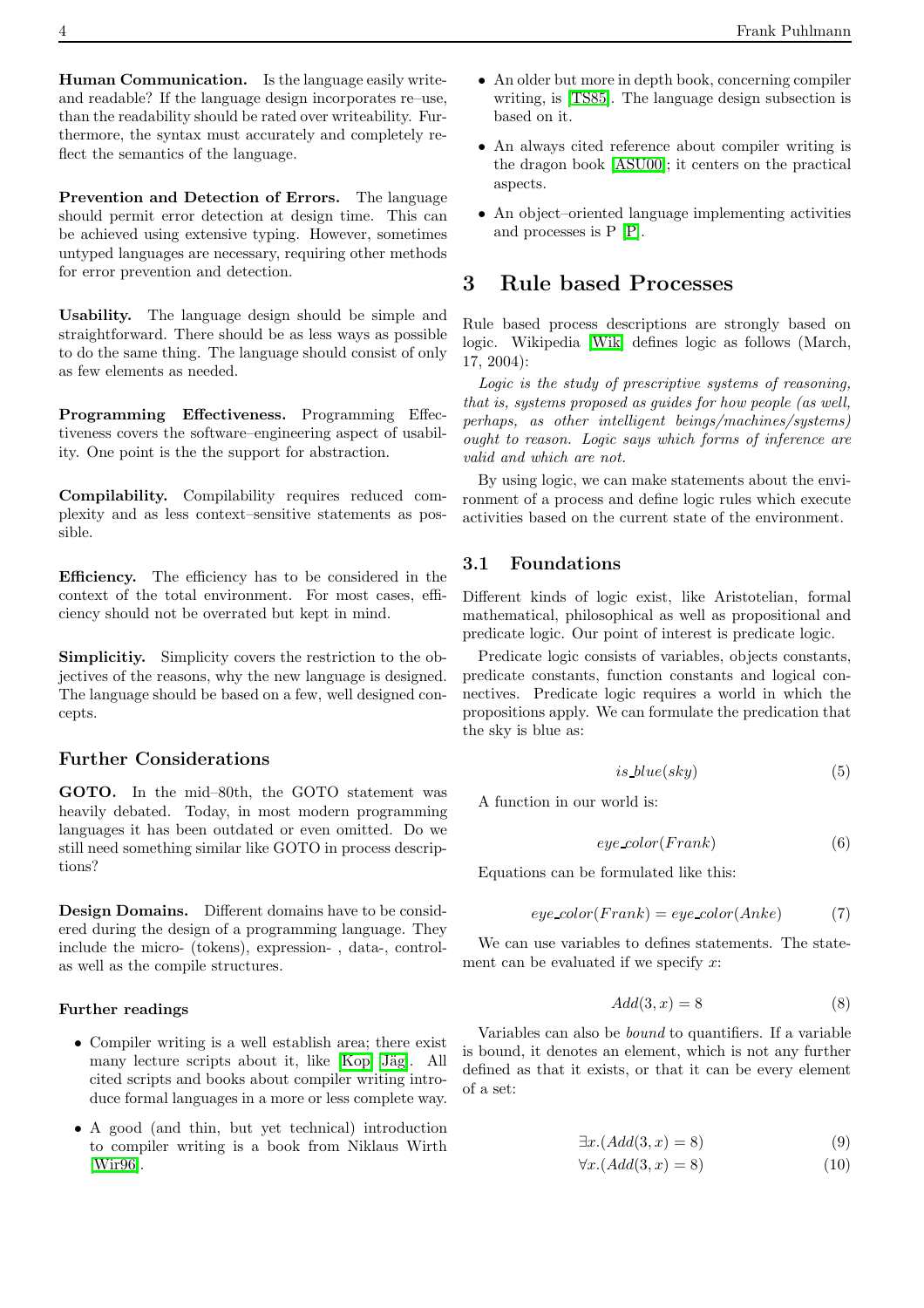**Human Communication.** Is the language easily write- and readable? If the language design incorporates re–use, than the readability should be rated over writeability. Furthermore, the syntax must accurately and completely reflect the semantics of the language.

**Prevention and Detection of Errors.** The language should permit error detection at design time. This can be achieved using extensive typing. However, sometimes untyped languages are necessary, requiring other methods for error prevention and detection.

**Usability.** The language design should be simple and straightforward. There should be as less ways as possible to do the same thing. The language should consist of only as few elements as needed.

**Programming Effectiveness.** Programming Effectiveness covers the software–engineering aspect of usability. One point is the the support for abstraction.

**Compilability.** Compilability requires reduced complexity and as less context–sensitive statements as possible.

**Efficiency.** The efficiency has to be considered in the context of the total environment. For most cases, efficiency should not be overrated but kept in mind.

**Simplicitiy.** Simplicity covers the restriction to the objectives of the reasons, why the new language is designed. The language should be based on a few, well designed concepts.

## Further Considerations

**GOTO.** In the mid–80th, the GOTO statement was heavily debated. Today, in most modern programming languages it has been outdated or even omitted. Do we still need something similar like GOTO in process descriptions?

**Design Domains.** Different domains have to be considered during the design of a programming language. They include the micro- (tokens), expression- , data-, control- as well as the compile structures.

#### Further readings

- Compiler writing is a well establish area; there exist many lecture scripts about it, like [Kop] [Jäg]. All cited scripts and books about compiler writing introduce formal languages in a more or less complete way.
- A good (and thin, but yet technical) introduction to compiler writing is a book from Niklaus Wirth [Wir96].
- An older but more in depth book, concerning compiler writing, is [TS85]. The language design subsection is based on it.
- An always cited reference about compiler writing is the dragon book [ASU00]; it centers on the practical aspects.
- An object–oriented language implementing activities and processes is P [P].

# 3 Rule based Processes

Rule based process descriptions are strongly based on logic. Wikipedia [Wik] defines logic as follows (March, 17, 2004):

*Logic is the study of prescriptive systems of reasoning, that is, systems proposed as guides for how people (as well, perhaps, as other intelligent beings/machines/systems) ought to reason. Logic says which forms of inference are valid and which are not.*

By using logic, we can make statements about the environment of a process and define logic rules which execute activities based on the current state of the environment.

## 3.1 Foundations

Different kinds of logic exist, like Aristotelian, formal mathematical, philosophical as well as propositional and predicate logic. Our point of interest is predicate logic.

Predicate logic consists of variables, objects constants, predicate constants, function constants and logical connectives. Predicate logic requires a world in which the propositions apply. We can formulate the predication that the sky is blue as:

$$is\_blue(sky) \tag{5}$$

A function in our world is:

$$eye\_color(Frank) \tag{6}$$

Equations can be formulated like this:

$$eye\_color(Frank) = eye\_color(Anke) \tag{7}$$

We can use variables to defines statements. The statement can be evaluated if we specify $x$:

$$Add(3, x) = 8 \tag{8}$$

Variables can also be *bound* to quantifiers. If a variable is bound, it denotes an element, which is not any further defined as that it exists, or that it can be every element of a set:

$$\exists x.(Add(3, x) = 8) \tag{9}$$

$$\forall x.(Add(3, x) = 8) \tag{10}$$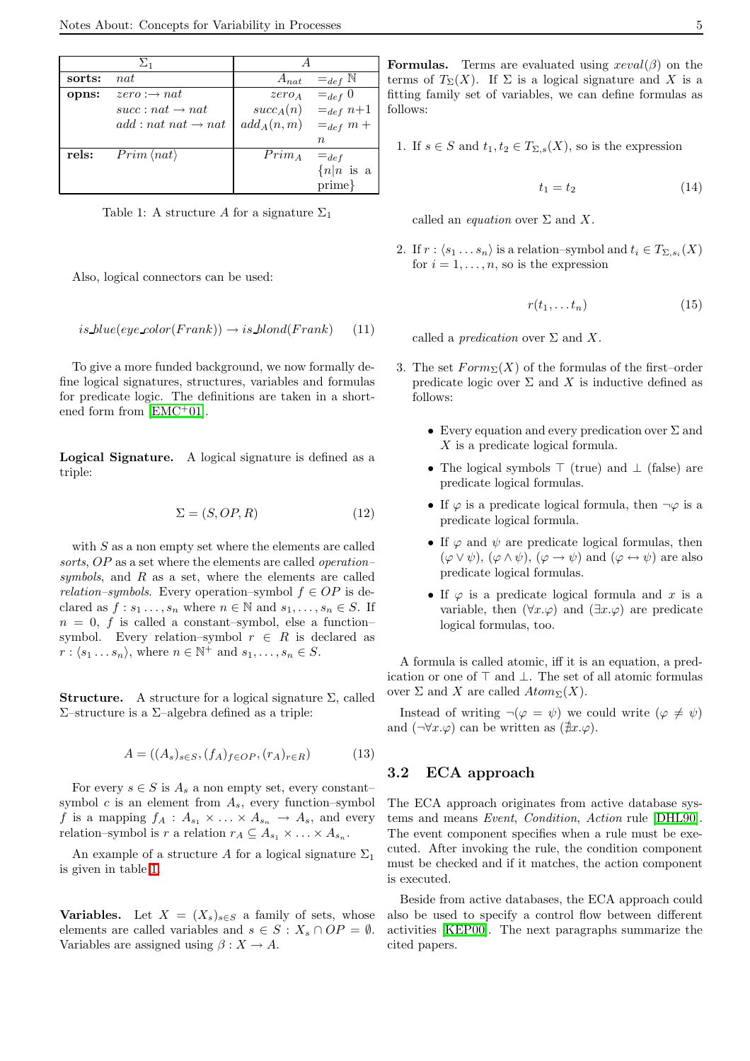| | $\Sigma_1$ | | $A$ |
|---|---|---|---|
| **sorts:** | $nat$ | $A_{nat}$ | $=_{def}$ $\mathbb{N}$ |
| **opns:** | $zero : \to nat$ | $zero_A$ | $=_{def}$ $0$ |
| | $succ : nat \to nat$ | $succ_A(n)$ | $=_{def}$ $n{+}1$ |
| | $add : nat\ nat \to nat$ | $add_A(n,m)$ | $=_{def}$ $m + n$ |
| **rels:** | $Prim\,\langle nat \rangle$ | $Prim_A$ | $=_{def}$ $\{n \mid n$ is a prime$\}$ |

Table 1: A structure $A$ for a signature $\Sigma_1$

Also, logical connectors can be used:

$$is\_blue(eye\_color(Frank)) \rightarrow is\_blond(Frank) \qquad (11)$$

To give a more funded background, we now formally define logical signatures, structures, variables and formulas for predicate logic. The definitions are taken in a shortened form from [EMC+01].

**Logical Signature.** A logical signature is defined as a triple:

$$\Sigma = (S, OP, R) \qquad (12)$$

with $S$ as a non empty set where the elements are called *sorts*, $OP$ as a set where the elements are called *operation–symbols*, and $R$ as a set, where the elements are called *relation–symbols*. Every operation–symbol $f \in OP$ is declared as $f : s_1 \ldots, s_n$ where $n \in \mathbb{N}$ and $s_1, \ldots, s_n \in S$. If $n = 0$, $f$ is called a constant–symbol, else a function–symbol. Every relation–symbol $r \in R$ is declared as $r : \langle s_1 \ldots s_n \rangle$, where $n \in \mathbb{N}^+$ and $s_1, \ldots, s_n \in S$.

**Structure.** A structure for a logical signature $\Sigma$, called $\Sigma$–structure is a $\Sigma$–algebra defined as a triple:

$$A = ((A_s)_{s \in S}, (f_A)_{f \in OP}, (r_A)_{r \in R}) \qquad (13)$$

For every $s \in S$ is $A_s$ a non empty set, every constant–symbol $c$ is an element from $A_s$, every function–symbol $f$ is a mapping $f_A : A_{s_1} \times \ldots \times A_{s_n} \rightarrow A_s$, and every relation–symbol is $r$ a relation $r_A \subseteq A_{s_1} \times \ldots \times A_{s_n}$.

An example of a structure $A$ for a logical signature $\Sigma_1$ is given in table 1.

**Variables.** Let $X = (X_s)_{s \in S}$ a family of sets, whose elements are called variables and $s \in S : X_s \cap OP = \emptyset$. Variables are assigned using $\beta : X \rightarrow A$.

**Formulas.** Terms are evaluated using $xeval(\beta)$ on the terms of $T_\Sigma(X)$. If $\Sigma$ is a logical signature and $X$ is a fitting family set of variables, we can define formulas as follows:

1. If $s \in S$ and $t_1, t_2 \in T_{\Sigma,s}(X)$, so is the expression

$$t_1 = t_2 \qquad (14)$$

   called an *equation* over $\Sigma$ and $X$.

2. If $r : \langle s_1 \ldots s_n \rangle$ is a relation–symbol and $t_i \in T_{\Sigma,s_i}(X)$ for $i = 1, \ldots, n$, so is the expression

$$r(t_1, \ldots t_n) \qquad (15)$$

   called a *predication* over $\Sigma$ and $X$.

3. The set $Form_\Sigma(X)$ of the formulas of the first–order predicate logic over $\Sigma$ and $X$ is inductive defined as follows:

   - Every equation and every predication over $\Sigma$ and $X$ is a predicate logical formula.
   - The logical symbols $\top$ (true) and $\bot$ (false) are predicate logical formulas.
   - If $\varphi$ is a predicate logical formula, then $\neg\varphi$ is a predicate logical formula.
   - If $\varphi$ and $\psi$ are predicate logical formulas, then $(\varphi \vee \psi)$, $(\varphi \wedge \psi)$, $(\varphi \rightarrow \psi)$ and $(\varphi \leftrightarrow \psi)$ are also predicate logical formulas.
   - If $\varphi$ is a predicate logical formula and $x$ is a variable, then $(\forall x.\varphi)$ and $(\exists x.\varphi)$ are predicate logical formulas, too.

A formula is called atomic, iff it is an equation, a predication or one of $\top$ and $\bot$. The set of all atomic formulas over $\Sigma$ and $X$ are called $Atom_\Sigma(X)$.

Instead of writing $\neg(\varphi = \psi)$ we could write $(\varphi \neq \psi)$ and $(\neg\forall x.\varphi)$ can be written as $(\nexists x.\varphi)$.

## 3.2 ECA approach

The ECA approach originates from active database systems and means *Event*, *Condition*, *Action* rule [DHL90]. The event component specifies when a rule must be executed. After invoking the rule, the condition component must be checked and if it matches, the action component is executed.

Beside from active databases, the ECA approach could also be used to specify a control flow between different activities [KEP00]. The next paragraphs summarize the cited papers.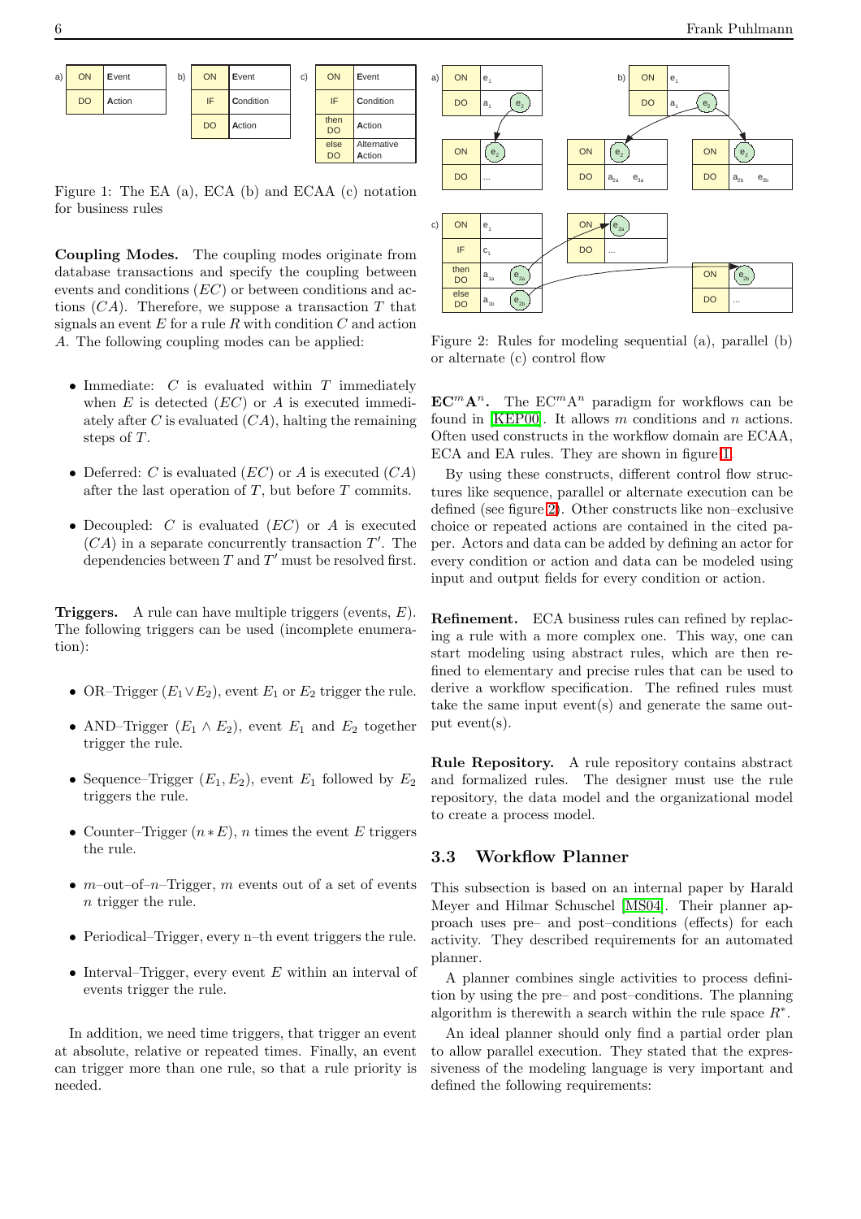Figure 1: The EA (a), ECA (b) and ECAA (c) notation for business rules

**Coupling Modes.** The coupling modes originate from database transactions and specify the coupling between events and conditions ($EC$) or between conditions and actions ($CA$). Therefore, we suppose a transaction $T$ that signals an event $E$ for a rule $R$ with condition $C$ and action $A$. The following coupling modes can be applied:

- Immediate: $C$ is evaluated within $T$ immediately when $E$ is detected ($EC$) or $A$ is executed immediately after $C$ is evaluated ($CA$), halting the remaining steps of $T$.
- Deferred: $C$ is evaluated ($EC$) or $A$ is executed ($CA$) after the last operation of $T$, but before $T$ commits.
- Decoupled: $C$ is evaluated ($EC$) or $A$ is executed ($CA$) in a separate concurrently transaction $T'$. The dependencies between $T$ and $T'$ must be resolved first.

**Triggers.** A rule can have multiple triggers (events, $E$). The following triggers can be used (incomplete enumeration):

- OR–Trigger ($E_1 \vee E_2$), event $E_1$ or $E_2$ trigger the rule.
- AND–Trigger ($E_1 \wedge E_2$), event $E_1$ and $E_2$ together trigger the rule.
- Sequence–Trigger ($E_1, E_2$), event $E_1$ followed by $E_2$ triggers the rule.
- Counter–Trigger ($n * E$), $n$ times the event $E$ triggers the rule.
- $m$–out–of–$n$–Trigger, $m$ events out of a set of events $n$ trigger the rule.
- Periodical–Trigger, every n–th event triggers the rule.
- Interval–Trigger, every event $E$ within an interval of events trigger the rule.

In addition, we need time triggers, that trigger an event at absolute, relative or repeated times. Finally, an event can trigger more than one rule, so that a rule priority is needed.

Figure 2: Rules for modeling sequential (a), parallel (b) or alternate (c) control flow

**EC$^m$A$^n$.** The EC$^m$A$^n$ paradigm for workflows can be found in [KEP00]. It allows $m$ conditions and $n$ actions. Often used constructs in the workflow domain are ECAA, ECA and EA rules. They are shown in figure 1.

By using these constructs, different control flow structures like sequence, parallel or alternate execution can be defined (see figure 2). Other constructs like non–exclusive choice or repeated actions are contained in the cited paper. Actors and data can be added by defining an actor for every condition or action and data can be modeled using input and output fields for every condition or action.

**Refinement.** ECA business rules can refined by replacing a rule with a more complex one. This way, one can start modeling using abstract rules, which are then refined to elementary and precise rules that can be used to derive a workflow specification. The refined rules must take the same input event(s) and generate the same output event(s).

**Rule Repository.** A rule repository contains abstract and formalized rules. The designer must use the rule repository, the data model and the organizational model to create a process model.

### 3.3 Workflow Planner

This subsection is based on an internal paper by Harald Meyer and Hilmar Schuschel [MS04]. Their planner approach uses pre– and post–conditions (effects) for each activity. They described requirements for an automated planner.

A planner combines single activities to process definition by using the pre– and post–conditions. The planning algorithm is therewith a search within the rule space $R^*$.

An ideal planner should only find a partial order plan to allow parallel execution. They stated that the expressiveness of the modeling language is very important and defined the following requirements: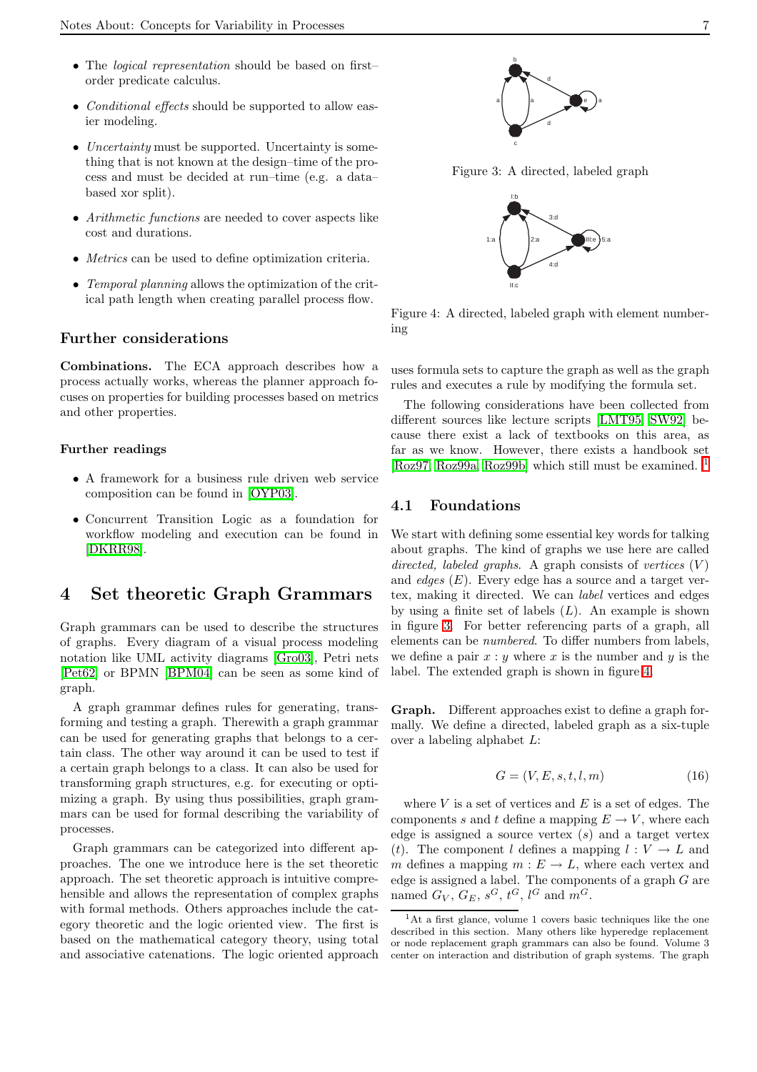- The *logical representation* should be based on first–order predicate calculus.
- *Conditional effects* should be supported to allow easier modeling.
- *Uncertainty* must be supported. Uncertainty is something that is not known at the design–time of the process and must be decided at run–time (e.g. a data–based xor split).
- *Arithmetic functions* are needed to cover aspects like cost and durations.
- *Metrics* can be used to define optimization criteria.
- *Temporal planning* allows the optimization of the critical path length when creating parallel process flow.

### Further considerations

**Combinations.** The ECA approach describes how a process actually works, whereas the planner approach focuses on properties for building processes based on metrics and other properties.

#### Further readings

- A framework for a business rule driven web service composition can be found in [OYP03].
- Concurrent Transition Logic as a foundation for workflow modeling and execution can be found in [DKRR98].

## 4 Set theoretic Graph Grammars

Graph grammars can be used to describe the structures of graphs. Every diagram of a visual process modeling notation like UML activity diagrams [Gro03], Petri nets [Pet62] or BPMN [BPM04] can be seen as some kind of graph.

A graph grammar defines rules for generating, transforming and testing a graph. Therewith a graph grammar can be used for generating graphs that belongs to a certain class. The other way around it can be used to test if a certain graph belongs to a class. It can also be used for transforming graph structures, e.g. for executing or optimizing a graph. By using thus possibilities, graph grammars can be used for formal describing the variability of processes.

Graph grammars can be categorized into different approaches. The one we introduce here is the set theoretic approach. The set theoretic approach is intuitive comprehensible and allows the representation of complex graphs with formal methods. Others approaches include the category theoretic and the logic oriented view. The first is based on the mathematical category theory, using total and associative catenations. The logic oriented approach uses formula sets to capture the graph as well as the graph rules and executes a rule by modifying the formula set.

Figure 3: A directed, labeled graph

Figure 4: A directed, labeled graph with element numbering

The following considerations have been collected from different sources like lecture scripts [LMT95, SW92] because there exist a lack of textbooks on this area, as far as we know. However, there exists a handbook set [Roz97, Roz99a, Roz99b] which still must be examined. [1]

### 4.1 Foundations

We start with defining some essential key words for talking about graphs. The kind of graphs we use here are called *directed, labeled graphs*. A graph consists of *vertices* ($V$) and *edges* ($E$). Every edge has a source and a target vertex, making it directed. We can *label* vertices and edges by using a finite set of labels ($L$). An example is shown in figure 3. For better referencing parts of a graph, all elements can be *numbered*. To differ numbers from labels, we define a pair $x : y$ where $x$ is the number and $y$ is the label. The extended graph is shown in figure 4.

**Graph.** Different approaches exist to define a graph formally. We define a directed, labeled graph as a six-tuple over a labeling alphabet $L$:

$$G = (V, E, s, t, l, m) \tag{16}$$

where $V$ is a set of vertices and $E$ is a set of edges. The components $s$ and $t$ define a mapping $E \to V$, where each edge is assigned a source vertex ($s$) and a target vertex ($t$). The component $l$ defines a mapping $l : V \to L$ and $m$ defines a mapping $m : E \to L$, where each vertex and edge is assigned a label. The components of a graph $G$ are named $G_V$, $G_E$, $s^G$, $t^G$, $l^G$ and $m^G$.

[1] At a first glance, volume 1 covers basic techniques like the one described in this section. Many others like hyperedge replacement or node replacement graph grammars can also be found. Volume 3 center on interaction and distribution of graph systems. The graph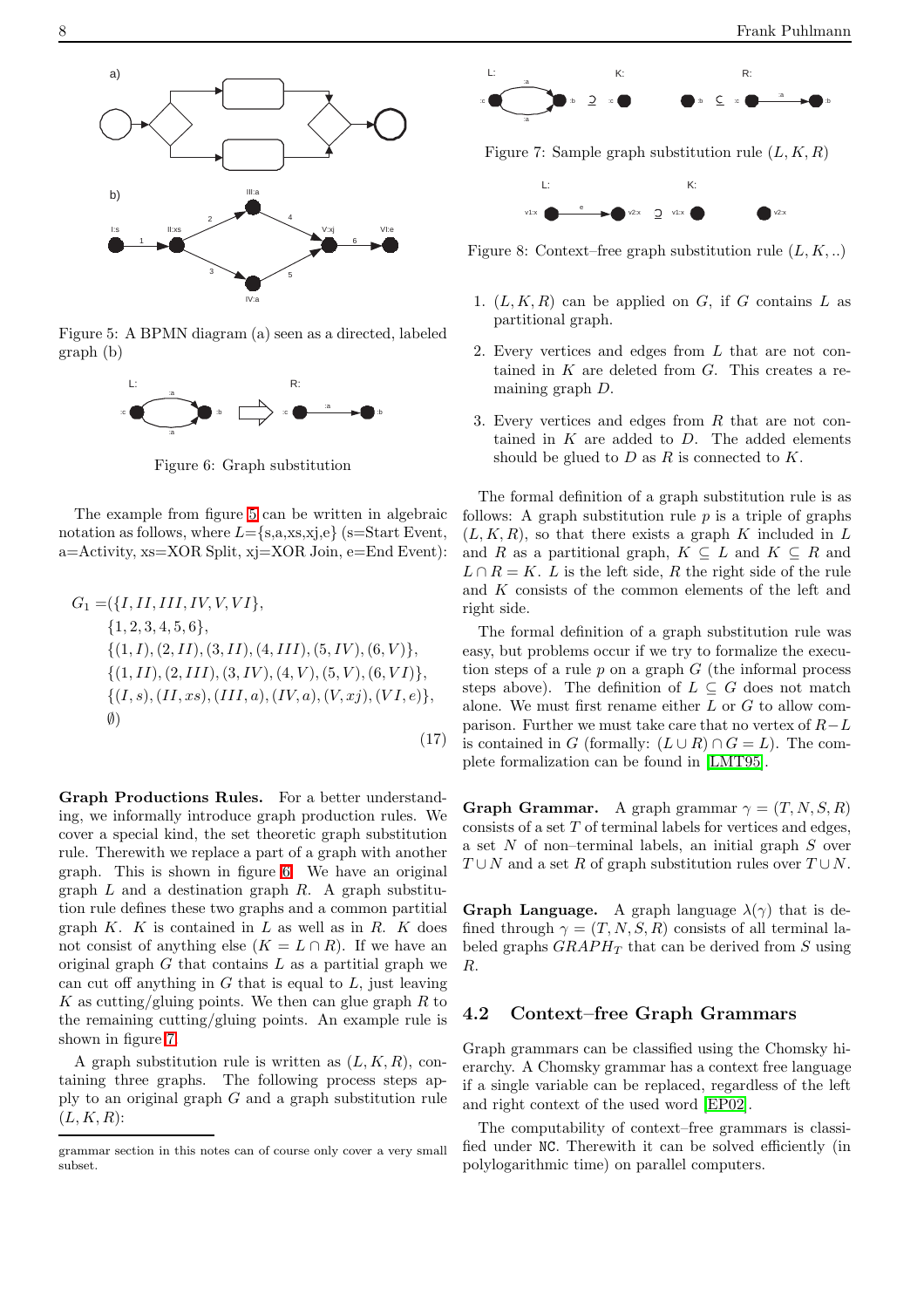Figure 5: A BPMN diagram (a) seen as a directed, labeled graph (b)

Figure 6: Graph substitution

The example from figure 5 can be written in algebraic notation as follows, where L={s,a,xs,xj,e} (s=Start Event, a=Activity, xs=XOR Split, xj=XOR Join, e=End Event):

$$
\begin{aligned}
G_1 = (&\{I, II, III, IV, V, VI\},\\
&\{1, 2, 3, 4, 5, 6\},\\
&\{(1, I), (2, II), (3, II), (4, III), (5, IV), (6, V)\},\\
&\{(1, II), (2, III), (3, IV), (4, V), (5, V), (6, VI)\},\\
&\{(I, s), (II, xs), (III, a), (IV, a), (V, xj), (VI, e)\},\\
&\emptyset)
\end{aligned} \tag{17}
$$

**Graph Productions Rules.** For a better understanding, we informally introduce graph production rules. We cover a special kind, the set theoretic graph substitution rule. Therewith we replace a part of a graph with another graph. This is shown in figure 6. We have an original graph $L$ and a destination graph $R$. A graph substitution rule defines these two graphs and a common partial graph $K$. $K$ is contained in $L$ as well as in $R$. $K$ does not consist of anything else ($K = L \cap R$). If we have an original graph $G$ that contains $L$ as a partial graph we can cut off anything in $G$ that is equal to $L$, just leaving $K$ as cutting/gluing points. We then can glue graph $R$ to the remaining cutting/gluing points. An example rule is shown in figure 7.

A graph substitution rule is written as $(L, K, R)$, containing three graphs. The following process steps apply to an original graph $G$ and a graph substitution rule $(L, K, R)$:

Figure 7: Sample graph substitution rule $(L, K, R)$

Figure 8: Context–free graph substitution rule $(L, K, ..)$

1. $(L, K, R)$ can be applied on $G$, if $G$ contains $L$ as partitional graph.
2. Every vertices and edges from $L$ that are not contained in $K$ are deleted from $G$. This creates a remaining graph $D$.
3. Every vertices and edges from $R$ that are not contained in $K$ are added to $D$. The added elements should be glued to $D$ as $R$ is connected to $K$.

The formal definition of a graph substitution rule is as follows: A graph substitution rule $p$ is a triple of graphs $(L, K, R)$, so that there exists a graph $K$ included in $L$ and $R$ as a partitional graph, $K \subseteq L$ and $K \subseteq R$ and $L \cap R = K$. $L$ is the left side, $R$ the right side of the rule and $K$ consists of the common elements of the left and right side.

The formal definition of a graph substitution rule was easy, but problems occur if we try to formalize the execution steps of a rule $p$ on a graph $G$ (the informal process steps above). The definition of $L \subseteq G$ does not match alone. We must first rename either $L$ or $G$ to allow comparison. Further we must take care that no vertex of $R - L$ is contained in $G$ (formally: $(L \cup R) \cap G = L$). The complete formalization can be found in [LMT95].

**Graph Grammar.** A graph grammar $\gamma = (T, N, S, R)$ consists of a set $T$ of terminal labels for vertices and edges, a set $N$ of non–terminal labels, an initial graph $S$ over $T \cup N$ and a set $R$ of graph substitution rules over $T \cup N$.

**Graph Language.** A graph language $\lambda(\gamma)$ that is defined through $\gamma = (T, N, S, R)$ consists of all terminal labeled graphs $GRAPH_T$ that can be derived from $S$ using $R$.

## 4.2 Context–free Graph Grammars

Graph grammars can be classified using the Chomsky hierarchy. A Chomsky grammar has a context free language if a single variable can be replaced, regardless of the left and right context of the used word [EP02].

The computability of context–free grammars is classified under NC. Therewith it can be solved efficiently (in polylogarithmic time) on parallel computers.

grammar section in this notes can of course only cover a very small subset.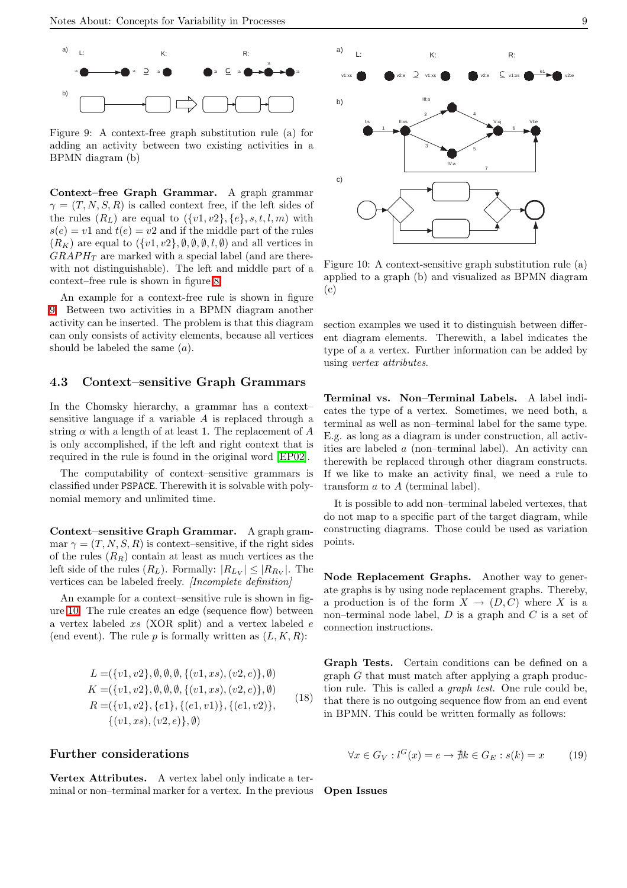Figure 9: A context-free graph substitution rule (a) for adding an activity between two existing activities in a BPMN diagram (b)

**Context–free Graph Grammar.** A graph grammar $\gamma = (T, N, S, R)$ is called context free, if the left sides of the rules ($R_L$) are equal to $(\{v1, v2\}, \{e\}, s, t, l, m)$ with $s(e) = v1$ and $t(e) = v2$ and if the middle part of the rules ($R_K$) are equal to $(\{v1, v2\}, \emptyset, \emptyset, \emptyset, l, \emptyset)$ and all vertices in $GRAPH_T$ are marked with a special label (and are therewith not distinguishable). The left and middle part of a context–free rule is shown in figure 8.

An example for a context-free rule is shown in figure 9. Between two activities in a BPMN diagram another activity can be inserted. The problem is that this diagram can only consists of activity elements, because all vertices should be labeled the same ($a$).

## 4.3 Context–sensitive Graph Grammars

In the Chomsky hierarchy, a grammar has a context–sensitive language if a variable $A$ is replaced through a string $\alpha$ with a length of at least 1. The replacement of $A$ is only accomplished, if the left and right context that is required in the rule is found in the original word [EP02].

The computability of context–sensitive grammars is classified under PSPACE. Therewith it is solvable with polynomial memory and unlimited time.

**Context–sensitive Graph Grammar.** A graph grammar $\gamma = (T, N, S, R)$ is context–sensitive, if the right sides of the rules ($R_R$) contain at least as much vertices as the left side of the rules ($R_L$). Formally: $|R_{L_V}| \leq |R_{R_V}|$. The vertices can be labeled freely. *[Incomplete definition]*

An example for a context–sensitive rule is shown in figure 10. The rule creates an edge (sequence flow) between a vertex labeled $xs$ (XOR split) and a vertex labeled $e$ (end event). The rule $p$ is formally written as $(L, K, R)$:

$$
\begin{aligned}
L =& (\{v1, v2\}, \emptyset, \emptyset, \emptyset, \{(v1, xs), (v2, e)\}, \emptyset) \\
K =& (\{v1, v2\}, \emptyset, \emptyset, \emptyset, \{(v1, xs), (v2, e)\}, \emptyset) \\
R =& (\{v1, v2\}, \{e1\}, \{(e1, v1)\}, \{(e1, v2)\}, \\
& \{(v1, xs), (v2, e)\}, \emptyset)
\end{aligned}
\tag{18}
$$

### Further considerations

**Vertex Attributes.** A vertex label only indicate a terminal or non–terminal marker for a vertex. In the previous section examples we used it to distinguish between different diagram elements. Therewith, a label indicates the type of a a vertex. Further information can be added by using *vertex attributes*.

Figure 10: A context-sensitive graph substitution rule (a) applied to a graph (b) and visualized as BPMN diagram (c)

**Terminal vs. Non–Terminal Labels.** A label indicates the type of a vertex. Sometimes, we need both, a terminal as well as non–terminal label for the same type. E.g. as long as a diagram is under construction, all activities are labeled $a$ (non–terminal label). An activity can therewith be replaced through other diagram constructs. If we like to make an activity final, we need a rule to transform $a$ to $A$ (terminal label).

It is possible to add non–terminal labeled vertexes, that do not map to a specific part of the target diagram, while constructing diagrams. Those could be used as variation points.

**Node Replacement Graphs.** Another way to generate graphs is by using node replacement graphs. Thereby, a production is of the form $X \rightarrow (D, C)$ where $X$ is a non–terminal node label, $D$ is a graph and $C$ is a set of connection instructions.

**Graph Tests.** Certain conditions can be defined on a graph $G$ that must match after applying a graph production rule. This is called a *graph test*. One rule could be, that there is no outgoing sequence flow from an end event in BPMN. This could be written formally as follows:

$$
\forall x \in G_V : l^G(x) = e \rightarrow \nexists k \in G_E : s(k) = x \tag{19}
$$

**Open Issues**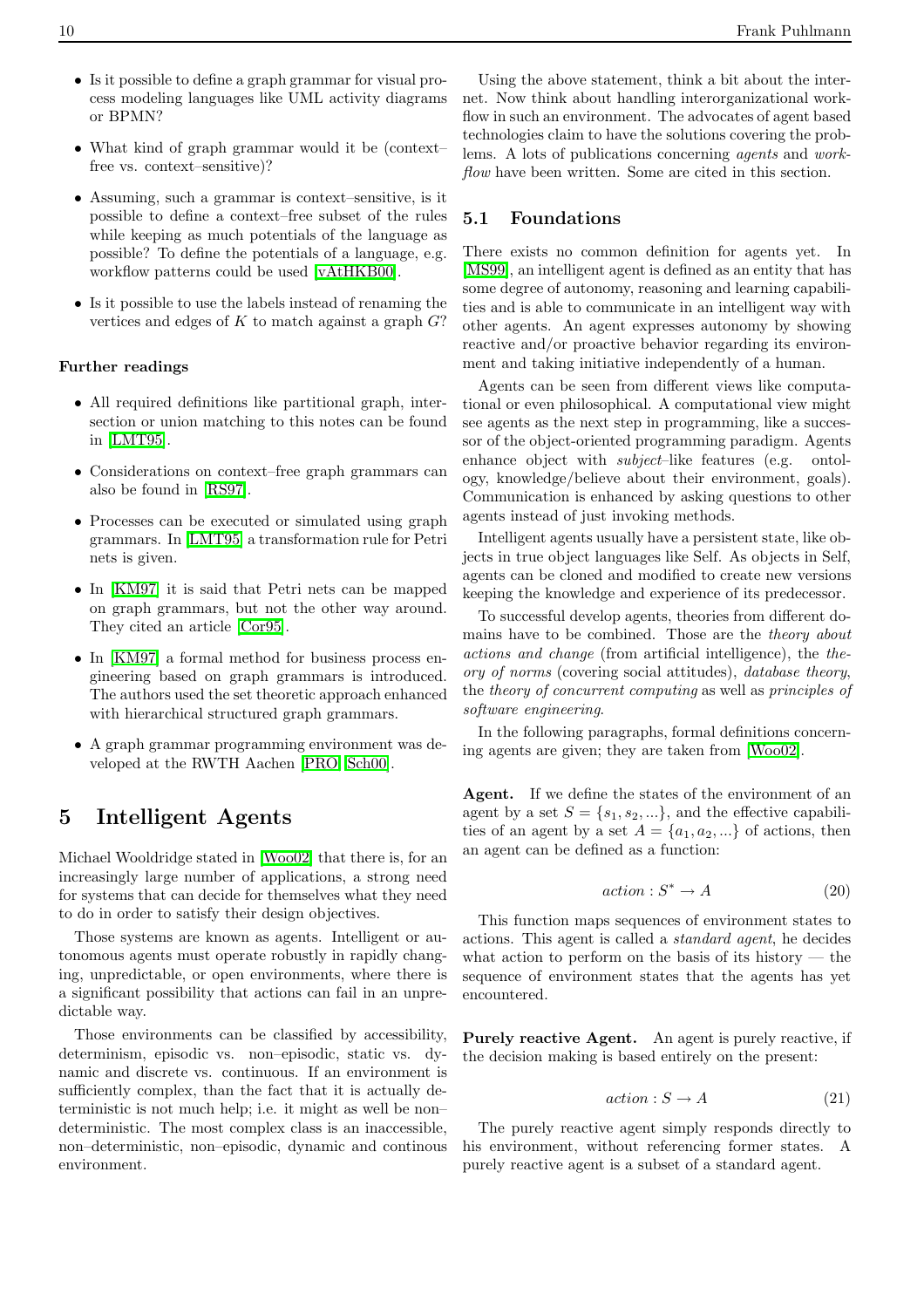- Is it possible to define a graph grammar for visual process modeling languages like UML activity diagrams or BPMN?
- What kind of graph grammar would it be (context–free vs. context–sensitive)?
- Assuming, such a grammar is context–sensitive, is it possible to define a context–free subset of the rules while keeping as much potentials of the language as possible? To define the potentials of a language, e.g. workflow patterns could be used [vAtHKB00].
- Is it possible to use the labels instead of renaming the vertices and edges of $K$ to match against a graph $G$?

**Further readings**

- All required definitions like partitional graph, intersection or union matching to this notes can be found in [LMT95].
- Considerations on context–free graph grammars can also be found in [RS97].
- Processes can be executed or simulated using graph grammars. In [LMT95] a transformation rule for Petri nets is given.
- In [KM97] it is said that Petri nets can be mapped on graph grammars, but not the other way around. They cited an article [Cor95].
- In [KM97] a formal method for business process engineering based on graph grammars is introduced. The authors used the set theoretic approach enhanced with hierarchical structured graph grammars.
- A graph grammar programming environment was developed at the RWTH Aachen [PRO][Sch00].

# 5 Intelligent Agents

Michael Wooldridge stated in [Woo02] that there is, for an increasingly large number of applications, a strong need for systems that can decide for themselves what they need to do in order to satisfy their design objectives.

Those systems are known as agents. Intelligent or autonomous agents must operate robustly in rapidly changing, unpredictable, or open environments, where there is a significant possibility that actions can fail in an unpredictable way.

Those environments can be classified by accessibility, determinism, episodic vs. non–episodic, static vs. dynamic and discrete vs. continuous. If an environment is sufficiently complex, than the fact that it is actually deterministic is not much help; i.e. it might as well be non–deterministic. The most complex class is an inaccessible, non–deterministic, non–episodic, dynamic and continous environment.

Using the above statement, think a bit about the internet. Now think about handling interorganizational workflow in such an environment. The advocates of agent based technologies claim to have the solutions covering the problems. A lots of publications concerning *agents* and *workflow* have been written. Some are cited in this section.

## 5.1 Foundations

There exists no common definition for agents yet. In [MS99], an intelligent agent is defined as an entity that has some degree of autonomy, reasoning and learning capabilities and is able to communicate in an intelligent way with other agents. An agent expresses autonomy by showing reactive and/or proactive behavior regarding its environment and taking initiative independently of a human.

Agents can be seen from different views like computational or even philosophical. A computational view might see agents as the next step in programming, like a successor of the object-oriented programming paradigm. Agents enhance object with *subject*–like features (e.g. ontology, knowledge/believe about their environment, goals). Communication is enhanced by asking questions to other agents instead of just invoking methods.

Intelligent agents usually have a persistent state, like objects in true object languages like Self. As objects in Self, agents can be cloned and modified to create new versions keeping the knowledge and experience of its predecessor.

To successful develop agents, theories from different domains have to be combined. Those are the *theory about actions and change* (from artificial intelligence), the *theory of norms* (covering social attitudes), *database theory*, the *theory of concurrent computing* as well as *principles of software engineering*.

In the following paragraphs, formal definitions concerning agents are given; they are taken from [Woo02].

**Agent.** If we define the states of the environment of an agent by a set $S = \{s_1, s_2, ...\}$, and the effective capabilities of an agent by a set $A = \{a_1, a_2, ...\}$ of actions, then an agent can be defined as a function:

$$action : S^* \rightarrow A \tag{20}$$

This function maps sequences of environment states to actions. This agent is called a *standard agent*, he decides what action to perform on the basis of its history — the sequence of environment states that the agents has yet encountered.

**Purely reactive Agent.** An agent is purely reactive, if the decision making is based entirely on the present:

$$action : S \rightarrow A \tag{21}$$

The purely reactive agent simply responds directly to his environment, without referencing former states. A purely reactive agent is a subset of a standard agent.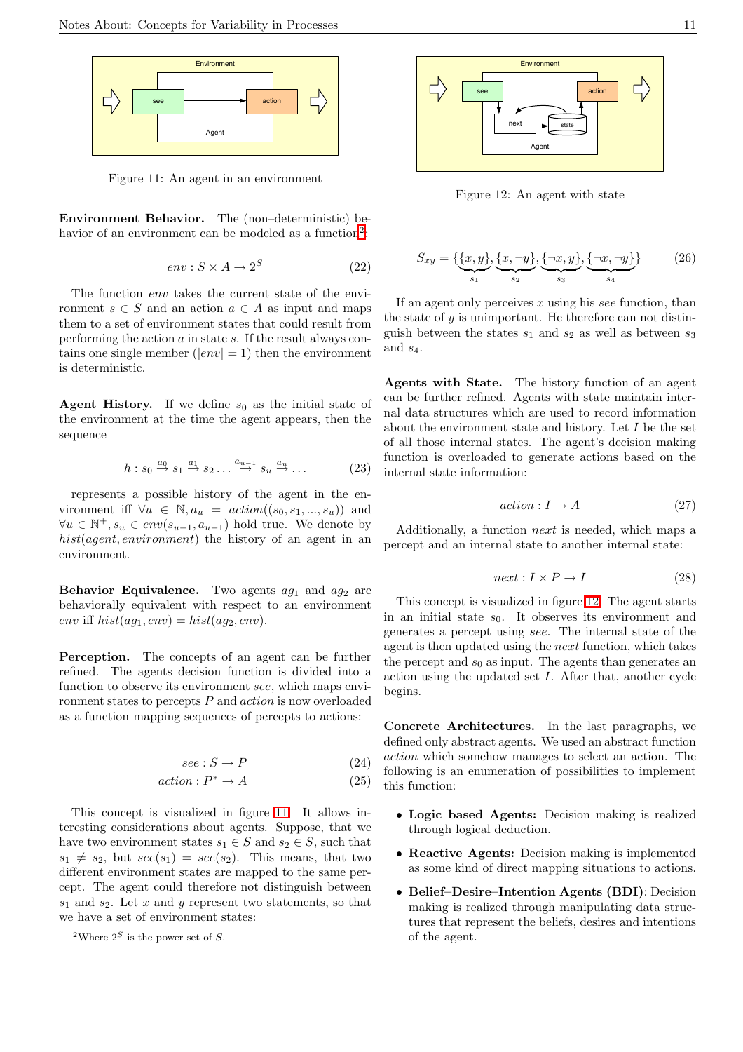Figure 11: An agent in an environment

**Environment Behavior.** The (non–deterministic) behavior of an environment can be modeled as a function[2]:

$$env : S \times A \rightarrow 2^S \tag{22}$$

The function *env* takes the current state of the environment $s \in S$ and an action $a \in A$ as input and maps them to a set of environment states that could result from performing the action $a$ in state $s$. If the result always contains one single member ($|env| = 1$) then the environment is deterministic.

**Agent History.** If we define $s_0$ as the initial state of the environment at the time the agent appears, then the sequence

$$h : s_0 \xrightarrow{a_0} s_1 \xrightarrow{a_1} s_2 \ldots \xrightarrow{a_{u-1}} s_u \xrightarrow{a_u} \ldots \tag{23}$$

represents a possible history of the agent in the environment iff $\forall u \in \mathbb{N}, a_u = action((s_0, s_1, ..., s_u))$ and $\forall u \in \mathbb{N}^+, s_u \in env(s_{u-1}, a_{u-1})$ hold true. We denote by $hist(agent, environment)$ the history of an agent in an environment.

**Behavior Equivalence.** Two agents $ag_1$ and $ag_2$ are behaviorally equivalent with respect to an environment $env$ iff $hist(ag_1, env) = hist(ag_2, env)$.

**Perception.** The concepts of an agent can be further refined. The agents decision function is divided into a function to observe its environment *see*, which maps environment states to percepts $P$ and *action* is now overloaded as a function mapping sequences of percepts to actions:

$$see : S \rightarrow P \tag{24}$$

$$action : P^* \rightarrow A \tag{25}$$

This concept is visualized in figure 11. It allows interesting considerations about agents. Suppose, that we have two environment states $s_1 \in S$ and $s_2 \in S$, such that $s_1 \neq s_2$, but $see(s_1) = see(s_2)$. This means, that two different environment states are mapped to the same percept. The agent could therefore not distinguish between $s_1$ and $s_2$. Let $x$ and $y$ represent two statements, so that we have a set of environment states:

Figure 12: An agent with state

$$S_{xy} = \{\underbrace{\{x, y\}}_{s_1}, \underbrace{\{x, \neg y\}}_{s_2}, \underbrace{\{\neg x, y\}}_{s_3}, \underbrace{\{\neg x, \neg y\}}_{s_4}\} \tag{26}$$

If an agent only perceives $x$ using his *see* function, than the state of $y$ is unimportant. He therefore can not distinguish between the states $s_1$ and $s_2$ as well as between $s_3$ and $s_4$.

**Agents with State.** The history function of an agent can be further refined. Agents with state maintain internal data structures which are used to record information about the environment state and history. Let $I$ be the set of all those internal states. The agent's decision making function is overloaded to generate actions based on the internal state information:

$$action : I \rightarrow A \tag{27}$$

Additionally, a function *next* is needed, which maps a percept and an internal state to another internal state:

$$next : I \times P \rightarrow I \tag{28}$$

This concept is visualized in figure 12. The agent starts in an initial state $s_0$. It observes its environment and generates a percept using *see*. The internal state of the agent is then updated using the *next* function, which takes the percept and $s_0$ as input. The agents than generates an action using the updated set $I$. After that, another cycle begins.

**Concrete Architectures.** In the last paragraphs, we defined only abstract agents. We used an abstract function *action* which somehow manages to select an action. The following is an enumeration of possibilities to implement this function:

- **Logic based Agents:** Decision making is realized through logical deduction.
- **Reactive Agents:** Decision making is implemented as some kind of direct mapping situations to actions.
- **Belief–Desire–Intention Agents (BDI)**: Decision making is realized through manipulating data structures that represent the beliefs, desires and intentions of the agent.

[2] Where $2^S$ is the power set of $S$.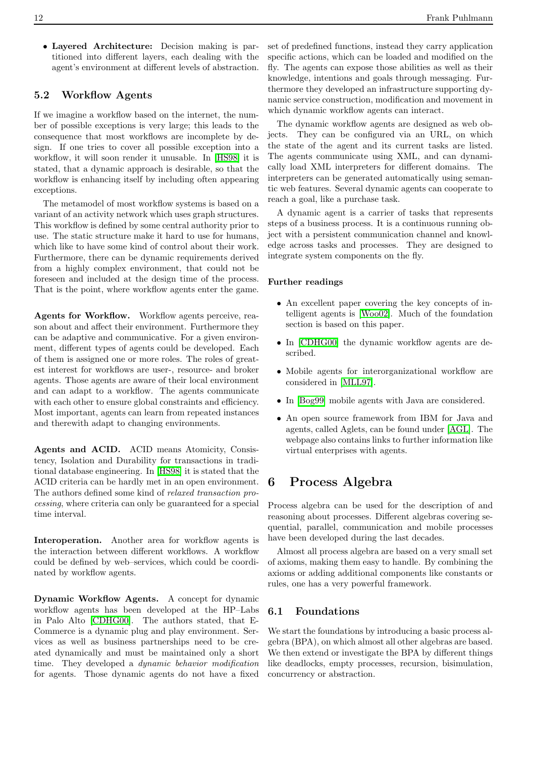- **Layered Architecture:** Decision making is partitioned into different layers, each dealing with the agent's environment at different levels of abstraction.

### 5.2 Workflow Agents

If we imagine a workflow based on the internet, the number of possible exceptions is very large; this leads to the consequence that most workflows are incomplete by design. If one tries to cover all possible exception into a workflow, it will soon render it unusable. In [HS98] it is stated, that a dynamic approach is desirable, so that the workflow is enhancing itself by including often appearing exceptions.

The metamodel of most workflow systems is based on a variant of an activity network which uses graph structures. This workflow is defined by some central authority prior to use. The static structure make it hard to use for humans, which like to have some kind of control about their work. Furthermore, there can be dynamic requirements derived from a highly complex environment, that could not be foreseen and included at the design time of the process. That is the point, where workflow agents enter the game.

**Agents for Workflow.** Workflow agents perceive, reason about and affect their environment. Furthermore they can be adaptive and communicative. For a given environment, different types of agents could be developed. Each of them is assigned one or more roles. The roles of greatest interest for workflows are user-, resource- and broker agents. Those agents are aware of their local environment and can adapt to a workflow. The agents communicate with each other to ensure global constraints and efficiency. Most important, agents can learn from repeated instances and therewith adapt to changing environments.

**Agents and ACID.** ACID means Atomicity, Consistency, Isolation and Durability for transactions in traditional database engineering. In [HS98] it is stated that the ACID criteria can be hardly met in an open environment. The authors defined some kind of *relaxed transaction processing*, where criteria can only be guaranteed for a special time interval.

**Interoperation.** Another area for workflow agents is the interaction between different workflows. A workflow could be defined by web–services, which could be coordinated by workflow agents.

**Dynamic Workflow Agents.** A concept for dynamic workflow agents has been developed at the HP–Labs in Palo Alto [CDHG00]. The authors stated, that E-Commerce is a dynamic plug and play environment. Services as well as business partnerships need to be created dynamically and must be maintained only a short time. They developed a *dynamic behavior modification* for agents. Those dynamic agents do not have a fixed set of predefined functions, instead they carry application specific actions, which can be loaded and modified on the fly. The agents can expose those abilities as well as their knowledge, intentions and goals through messaging. Furthermore they developed an infrastructure supporting dynamic service construction, modification and movement in which dynamic workflow agents can interact.

The dynamic workflow agents are designed as web objects. They can be configured via an URL, on which the state of the agent and its current tasks are listed. The agents communicate using XML, and can dynamically load XML interpreters for different domains. The interpreters can be generated automatically using semantic web features. Several dynamic agents can cooperate to reach a goal, like a purchase task.

A dynamic agent is a carrier of tasks that represents steps of a business process. It is a continuous running object with a persistent communication channel and knowledge across tasks and processes. They are designed to integrate system components on the fly.

#### Further readings

- An excellent paper covering the key concepts of intelligent agents is [Woo02]. Much of the foundation section is based on this paper.
- In [CDHG00] the dynamic workflow agents are described.
- Mobile agents for interorganizational workflow are considered in [MLL97].
- In [Bog99] mobile agents with Java are considered.
- An open source framework from IBM for Java and agents, called Aglets, can be found under [AGL]. The webpage also contains links to further information like virtual enterprises with agents.

## 6 Process Algebra

Process algebra can be used for the description of and reasoning about processes. Different algebras covering sequential, parallel, communication and mobile processes have been developed during the last decades.

Almost all process algebra are based on a very small set of axioms, making them easy to handle. By combining the axioms or adding additional components like constants or rules, one has a very powerful framework.

### 6.1 Foundations

We start the foundations by introducing a basic process algebra (BPA), on which almost all other algebras are based. We then extend or investigate the BPA by different things like deadlocks, empty processes, recursion, bisimulation, concurrency or abstraction.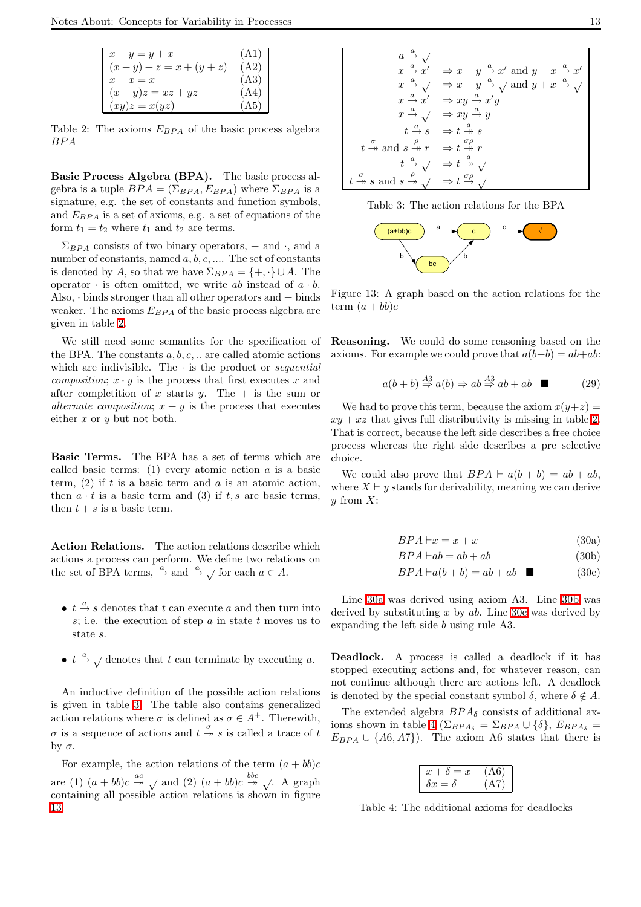| | |
|---|---|
| $x + y = y + x$ | (A1) |
| $(x + y) + z = x + (y + z)$ | (A2) |
| $x + x = x$ | (A3) |
| $(x + y)z = xz + yz$ | (A4) |
| $(xy)z = x(yz)$ | (A5) |

Table 2: The axioms $E_{BPA}$ of the basic process algebra $BPA$

**Basic Process Algebra (BPA).** The basic process algebra is a tuple $BPA = (\Sigma_{BPA}, E_{BPA})$ where $\Sigma_{BPA}$ is a signature, e.g. the set of constants and function symbols, and $E_{BPA}$ is a set of axioms, e.g. a set of equations of the form $t_1 = t_2$ where $t_1$ and $t_2$ are terms.

$\Sigma_{BPA}$ consists of two binary operators, $+$ and $\cdot$, and a number of constants, named $a, b, c, \ldots$. The set of constants is denoted by $A$, so that we have $\Sigma_{BPA} = \{+, \cdot\} \cup A$. The operator $\cdot$ is often omitted, we write $ab$ instead of $a \cdot b$. Also, $\cdot$ binds stronger than all other operators and $+$ binds weaker. The axioms $E_{BPA}$ of the basic process algebra are given in table 2.

We still need some semantics for the specification of the BPA. The constants $a, b, c, ..$ are called atomic actions which are indivisible. The $\cdot$ is the product or *sequential composition*; $x \cdot y$ is the process that first executes $x$ and after completion of $x$ starts $y$. The $+$ is the sum or *alternate composition*; $x + y$ is the process that executes either $x$ or $y$ but not both.

**Basic Terms.** The BPA has a set of terms which are called basic terms: (1) every atomic action $a$ is a basic term, (2) if $t$ is a basic term and $a$ is an atomic action, then $a \cdot t$ is a basic term and (3) if $t, s$ are basic terms, then $t + s$ is a basic term.

**Action Relations.** The action relations describe which actions a process can perform. We define two relations on the set of BPA terms, $\xrightarrow{a}$ and $\xrightarrow{a} \surd$ for each $a \in A$.

- $t \xrightarrow{a} s$ denotes that $t$ can execute $a$ and then turn into $s$; i.e. the execution of step $a$ in state $t$ moves us to state $s$.
- $t \xrightarrow{a} \surd$ denotes that $t$ can terminate by executing $a$.

An inductive definition of the possible action relations is given in table 3. The table also contains generalized action relations where $\sigma$ is defined as $\sigma \in A^+$. Therewith, $\sigma$ is a sequence of actions and $t \overset{\sigma}{\twoheadrightarrow} s$ is called a trace of $t$ by $\sigma$.

For example, the action relations of the term $(a + bb)c$ are (1) $(a + bb)c \overset{ac}{\twoheadrightarrow} \surd$ and (2) $(a + bb)c \overset{bbc}{\twoheadrightarrow} \surd$. A graph containing all possible action relations is shown in figure 13.

| | | |
|---|---|---|
| | $a \xrightarrow{a} \surd$ | |
| | $x \xrightarrow{a} x'$ | $\Rightarrow x + y \xrightarrow{a} x'$ and $y + x \xrightarrow{a} x'$ |
| | $x \xrightarrow{a} \surd$ | $\Rightarrow x + y \xrightarrow{a} \surd$ and $y + x \xrightarrow{a} \surd$ |
| | $x \xrightarrow{a} x'$ | $\Rightarrow xy \xrightarrow{a} x'y$ |
| | $x \xrightarrow{a} \surd$ | $\Rightarrow xy \xrightarrow{a} y$ |
| | $t \xrightarrow{a} s$ | $\Rightarrow t \overset{a}{\twoheadrightarrow} s$ |
| | $t \overset{\sigma}{\twoheadrightarrow}$ and $s \overset{\rho}{\twoheadrightarrow} r$ | $\Rightarrow t \overset{\sigma\rho}{\twoheadrightarrow} r$ |
| | $t \xrightarrow{a} \surd$ | $\Rightarrow t \overset{a}{\twoheadrightarrow} \surd$ |
| | $t \overset{\sigma}{\twoheadrightarrow} s$ and $s \overset{\rho}{\twoheadrightarrow} \surd$ | $\Rightarrow t \overset{\sigma\rho}{\twoheadrightarrow} \surd$ |

Table 3: The action relations for the BPA

Figure 13: A graph based on the action relations for the term $(a + bb)c$

**Reasoning.** We could do some reasoning based on the axioms. For example we could prove that $a(b+b) = ab+ab$:

$$a(b + b) \overset{A3}{\Rightarrow} a(b) \Rightarrow ab \overset{A3}{\Rightarrow} ab + ab \quad \blacksquare \tag{29}$$

We had to prove this term, because the axiom $x(y+z) = xy + xz$ that gives full distributivity is missing in table 2. That is correct, because the left side describes a free choice process whereas the right side describes a pre–selective choice.

We could also prove that $BPA \vdash a(b + b) = ab + ab$, where $X \vdash y$ stands for derivability, meaning we can derive $y$ from $X$:

$$BPA \vdash x = x + x \tag{30a}$$
$$BPA \vdash ab = ab + ab \tag{30b}$$
$$BPA \vdash a(b + b) = ab + ab \quad \blacksquare \tag{30c}$$

Line 30a was derived using axiom A3. Line 30b was derived by substituting $x$ by $ab$. Line 30c was derived by expanding the left side $b$ using rule A3.

**Deadlock.** A process is called a deadlock if it has stopped executing actions and, for whatever reason, can not continue although there are actions left. A deadlock is denoted by the special constant symbol $\delta$, where $\delta \notin A$.

The extended algebra $BPA_\delta$ consists of additional axioms shown in table 4 ($\Sigma_{BPA_\delta} = \Sigma_{BPA} \cup \{\delta\}$, $E_{BPA_\delta} = E_{BPA} \cup \{A6, A7\}$). The axiom A6 states that there is

| | |
|---|---|
| $x + \delta = x$ | (A6) |
| $\delta x = \delta$ | (A7) |

Table 4: The additional axioms for deadlocks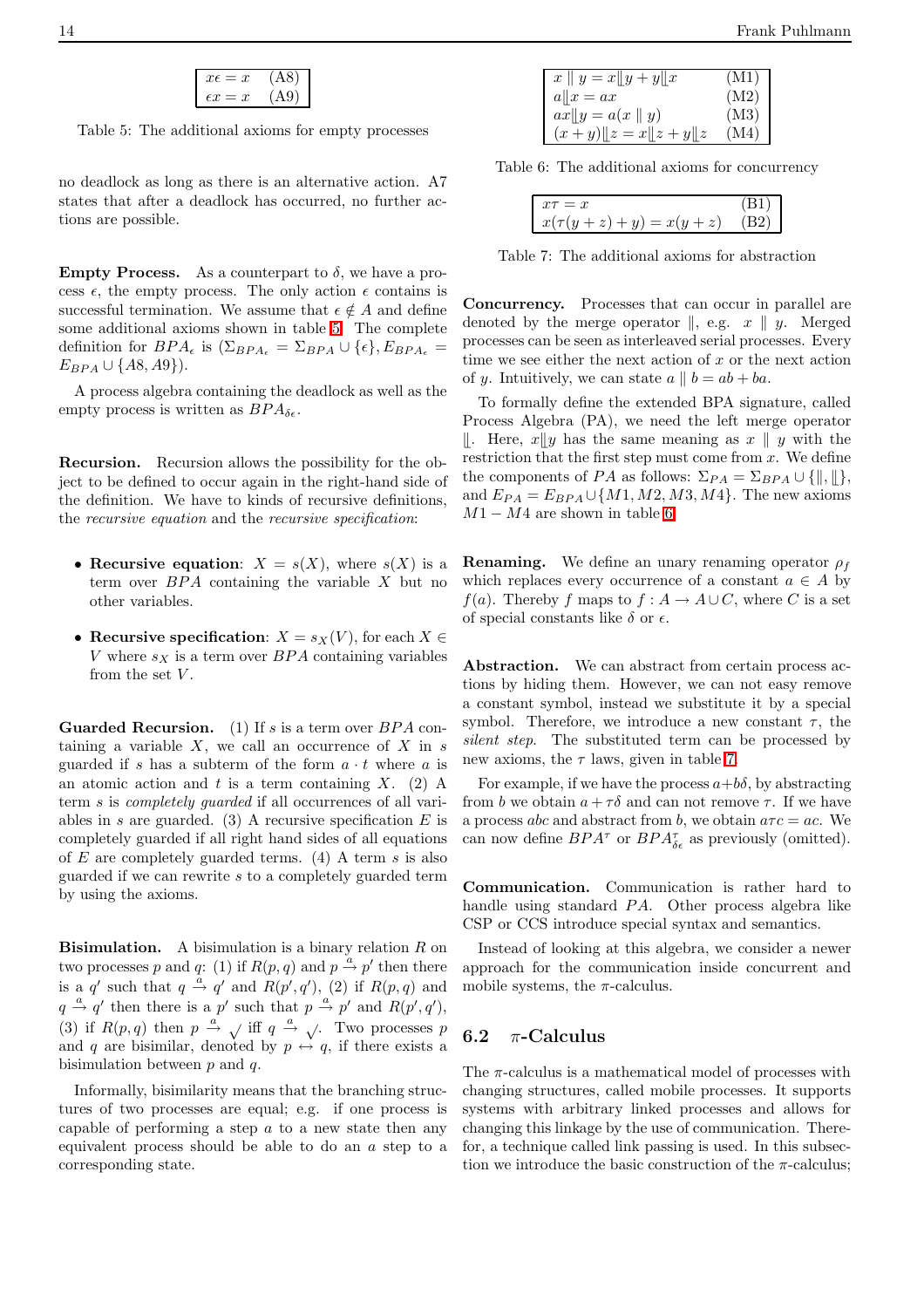| | |
|---|---|
| $x\epsilon = x$ | (A8) |
| $\epsilon x = x$ | (A9) |

Table 5: The additional axioms for empty processes

no deadlock as long as there is an alternative action. A7 states that after a deadlock has occurred, no further actions are possible.

**Empty Process.** As a counterpart to $\delta$, we have a process $\epsilon$, the empty process. The only action $\epsilon$ contains is successful termination. We assume that $\epsilon \notin A$ and define some additional axioms shown in table 5. The complete definition for $BPA_\epsilon$ is $(\Sigma_{BPA_\epsilon} = \Sigma_{BPA} \cup \{\epsilon\}, E_{BPA_\epsilon} = E_{BPA} \cup \{A8, A9\})$.

A process algebra containing the deadlock as well as the empty process is written as $BPA_{\delta\epsilon}$.

**Recursion.** Recursion allows the possibility for the object to be defined to occur again in the right-hand side of the definition. We have to kinds of recursive definitions, the *recursive equation* and the *recursive specification*:

- **Recursive equation**: $X = s(X)$, where $s(X)$ is a term over $BPA$ containing the variable $X$ but no other variables.
- **Recursive specification**: $X = s_X(V)$, for each $X \in V$ where $s_X$ is a term over $BPA$ containing variables from the set $V$.

**Guarded Recursion.** (1) If $s$ is a term over $BPA$ containing a variable $X$, we call an occurrence of $X$ in $s$ guarded if $s$ has a subterm of the form $a \cdot t$ where $a$ is an atomic action and $t$ is a term containing $X$. (2) A term $s$ is *completely guarded* if all occurrences of all variables in $s$ are guarded. (3) A recursive specification $E$ is completely guarded if all right hand sides of all equations of $E$ are completely guarded terms. (4) A term $s$ is also guarded if we can rewrite $s$ to a completely guarded term by using the axioms.

**Bisimulation.** A bisimulation is a binary relation $R$ on two processes $p$ and $q$: (1) if $R(p, q)$ and $p \xrightarrow{a} p'$ then there is a $q'$ such that $q \xrightarrow{a} q'$ and $R(p', q')$, (2) if $R(p, q)$ and $q \xrightarrow{a} q'$ then there is a $p'$ such that $p \xrightarrow{a} p'$ and $R(p', q')$, (3) if $R(p, q)$ then $p \xrightarrow{a} \surd$ iff $q \xrightarrow{a} \surd$. Two processes $p$ and $q$ are bisimilar, denoted by $p \leftrightarrow q$, if there exists a bisimulation between $p$ and $q$.

Informally, bisimilarity means that the branching structures of two processes are equal; e.g. if one process is capable of performing a step $a$ to a new state then any equivalent process should be able to do an $a$ step to a corresponding state.

| | |
|---|---|
| $x \parallel y = x \lfloor\!\lfloor y + y \lfloor\!\lfloor x$ | (M1) |
| $a \lfloor\!\lfloor x = ax$ | (M2) |
| $ax \lfloor\!\lfloor y = a(x \parallel y)$ | (M3) |
| $(x + y) \lfloor\!\lfloor z = x \lfloor\!\lfloor z + y \lfloor\!\lfloor z$ | (M4) |

Table 6: The additional axioms for concurrency

| | |
|---|---|
| $x\tau = x$ | (B1) |
| $x(\tau(y + z) + y) = x(y + z)$ | (B2) |

Table 7: The additional axioms for abstraction

**Concurrency.** Processes that can occur in parallel are denoted by the merge operator $\parallel$, e.g. $x \parallel y$. Merged processes can be seen as interleaved serial processes. Every time we see either the next action of $x$ or the next action of $y$. Intuitively, we can state $a \parallel b = ab + ba$.

To formally define the extended BPA signature, called Process Algebra (PA), we need the left merge operator $\lfloor\!\lfloor$. Here, $x \lfloor\!\lfloor y$ has the same meaning as $x \parallel y$ with the restriction that the first step must come from $x$. We define the components of $PA$ as follows: $\Sigma_{PA} = \Sigma_{BPA} \cup \{\parallel, \lfloor\!\lfloor\}$, and $E_{PA} = E_{BPA} \cup \{M1, M2, M3, M4\}$. The new axioms $M1 - M4$ are shown in table 6.

**Renaming.** We define an unary renaming operator $\rho_f$ which replaces every occurrence of a constant $a \in A$ by $f(a)$. Thereby $f$ maps to $f : A \to A \cup C$, where $C$ is a set of special constants like $\delta$ or $\epsilon$.

**Abstraction.** We can abstract from certain process actions by hiding them. However, we can not easy remove a constant symbol, instead we substitute it by a special symbol. Therefore, we introduce a new constant $\tau$, the *silent step*. The substituted term can be processed by new axioms, the $\tau$ laws, given in table 7.

For example, if we have the process $a + b\delta$, by abstracting from $b$ we obtain $a + \tau\delta$ and can not remove $\tau$. If we have a process $abc$ and abstract from $b$, we obtain $a\tau c = ac$. We can now define $BPA^\tau$ or $BPA^\tau_{\delta\epsilon}$ as previously (omitted).

**Communication.** Communication is rather hard to handle using standard $PA$. Other process algebra like CSP or CCS introduce special syntax and semantics.

Instead of looking at this algebra, we consider a newer approach for the communication inside concurrent and mobile systems, the $\pi$-calculus.

## 6.2 $\pi$-Calculus

The $\pi$-calculus is a mathematical model of processes with changing structures, called mobile processes. It supports systems with arbitrary linked processes and allows for changing this linkage by the use of communication. Therefor, a technique called link passing is used. In this subsection we introduce the basic construction of the $\pi$-calculus;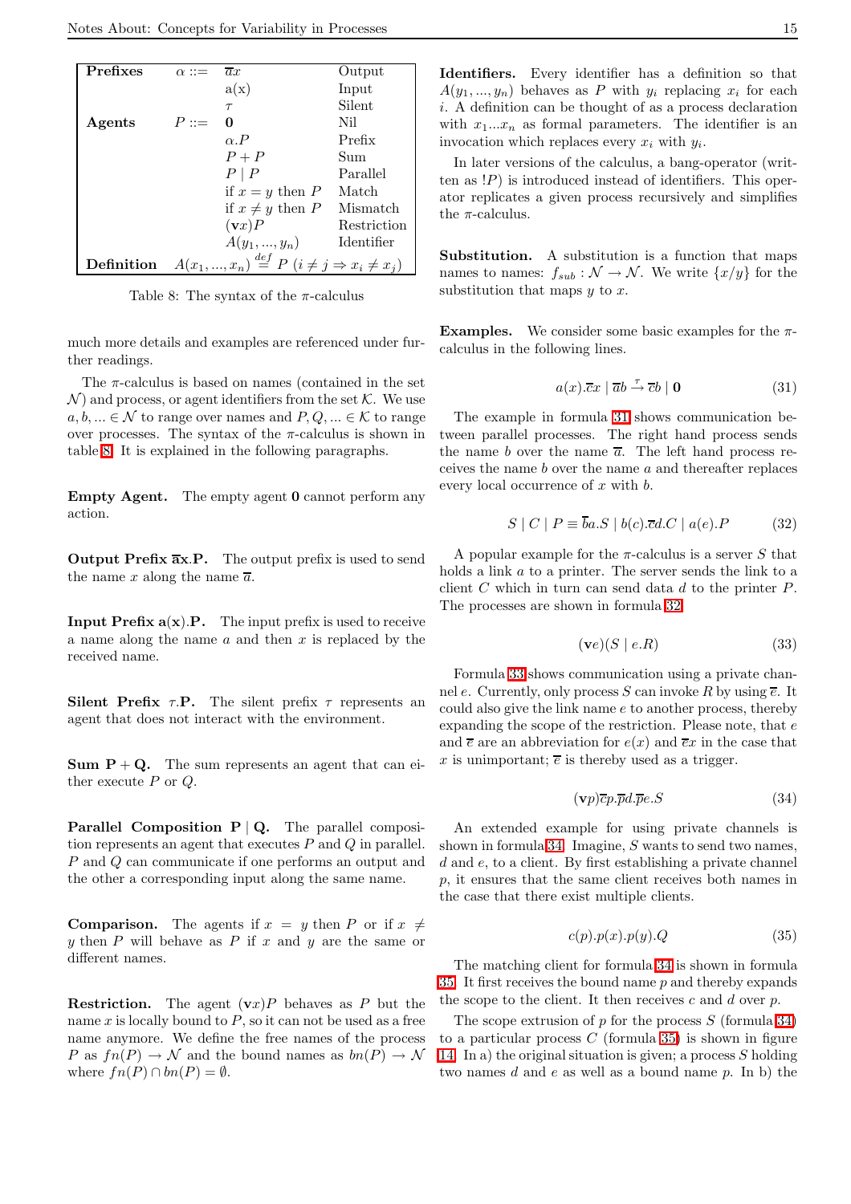| Prefixes | $\alpha ::=$ | $\overline{a}x$ | Output |
|---|---|---|---|
| | | a(x) | Input |
| | | $\tau$ | Silent |
| **Agents** | $P ::=$ | $\mathbf{0}$ | Nil |
| | | $\alpha.P$ | Prefix |
| | | $P + P$ | Sum |
| | | $P \mid P$ | Parallel |
| | | if $x = y$ then $P$ | Match |
| | | if $x \neq y$ then $P$ | Mismatch |
| | | $(\mathbf{v}x)P$ | Restriction |
| | | $A(y_1, ..., y_n)$ | Identifier |
| **Definition** | $A(x_1, ..., x_n) \stackrel{def}{=} P \ (i \neq j \Rightarrow x_i \neq x_j)$ | | |

Table 8: The syntax of the $\pi$-calculus

much more details and examples are referenced under further readings.

The $\pi$-calculus is based on names (contained in the set $\mathcal{N}$) and process, or agent identifiers from the set $\mathcal{K}$. We use $a, b, ... \in \mathcal{N}$ to range over names and $P, Q, ... \in \mathcal{K}$ to range over processes. The syntax of the $\pi$-calculus is shown in table 8. It is explained in the following paragraphs.

**Empty Agent.** The empty agent $\mathbf{0}$ cannot perform any action.

**Output Prefix $\overline{\mathbf{a}}\mathbf{x}.\mathbf{P}$.** The output prefix is used to send the name $x$ along the name $\overline{a}$.

**Input Prefix $\mathbf{a}(\mathbf{x}).\mathbf{P}$.** The input prefix is used to receive a name along the name $a$ and then $x$ is replaced by the received name.

**Silent Prefix $\tau.\mathbf{P}$.** The silent prefix $\tau$ represents an agent that does not interact with the environment.

**Sum $\mathbf{P} + \mathbf{Q}$.** The sum represents an agent that can either execute $P$ or $Q$.

**Parallel Composition $\mathbf{P} \mid \mathbf{Q}$.** The parallel composition represents an agent that executes $P$ and $Q$ in parallel. $P$ and $Q$ can communicate if one performs an output and the other a corresponding input along the same name.

**Comparison.** The agents if $x = y$ then $P$ or if $x \neq y$ then $P$ will behave as $P$ if $x$ and $y$ are the same or different names.

**Restriction.** The agent $(\mathbf{v}x)P$ behaves as $P$ but the name $x$ is locally bound to $P$, so it can not be used as a free name anymore. We define the free names of the process $P$ as $fn(P) \rightarrow \mathcal{N}$ and the bound names as $bn(P) \rightarrow \mathcal{N}$ where $fn(P) \cap bn(P) = \emptyset$.

**Identifiers.** Every identifier has a definition so that $A(y_1, ..., y_n)$ behaves as $P$ with $y_i$ replacing $x_i$ for each $i$. A definition can be thought of as a process declaration with $x_1 ... x_n$ as formal parameters. The identifier is an invocation which replaces every $x_i$ with $y_i$.

In later versions of the calculus, a bang-operator (written as $!P$) is introduced instead of identifiers. This operator replicates a given process recursively and simplifies the $\pi$-calculus.

**Substitution.** A substitution is a function that maps names to names: $f_{sub} : \mathcal{N} \rightarrow \mathcal{N}$. We write $\{x/y\}$ for the substitution that maps $y$ to $x$.

**Examples.** We consider some basic examples for the $\pi$-calculus in the following lines.

$$a(x).\overline{c}x \mid \overline{a}b \xrightarrow{\tau} \overline{c}b \mid \mathbf{0} \tag{31}$$

The example in formula 31 shows communication between parallel processes. The right hand process sends the name $b$ over the name $\overline{a}$. The left hand process receives the name $b$ over the name $a$ and thereafter replaces every local occurrence of $x$ with $b$.

$$S \mid C \mid P \equiv \overline{b}a.S \mid b(c).\overline{c}d.C \mid a(e).P \tag{32}$$

A popular example for the $\pi$-calculus is a server $S$ that holds a link $a$ to a printer. The server sends the link to a client $C$ which in turn can send data $d$ to the printer $P$. The processes are shown in formula 32.

$$(\mathbf{v}e)(S \mid e.R) \tag{33}$$

Formula 33 shows communication using a private channel $e$. Currently, only process $S$ can invoke $R$ by using $\overline{e}$. It could also give the link name $e$ to another process, thereby expanding the scope of the restriction. Please note, that $e$ and $\overline{e}$ are an abbreviation for $e(x)$ and $\overline{e}x$ in the case that $x$ is unimportant; $\overline{e}$ is thereby used as a trigger.

$$(\mathbf{v}p)\overline{c}p.\overline{p}d.\overline{p}e.S \tag{34}$$

An extended example for using private channels is shown in formula 34. Imagine, $S$ wants to send two names, $d$ and $e$, to a client. By first establishing a private channel $p$, it ensures that the same client receives both names in the case that there exist multiple clients.

$$c(p).p(x).p(y).Q \tag{35}$$

The matching client for formula 34 is shown in formula 35. It first receives the bound name $p$ and thereby expands the scope to the client. It then receives $c$ and $d$ over $p$.

The scope extrusion of $p$ for the process $S$ (formula 34) to a particular process $C$ (formula 35) is shown in figure 14. In a) the original situation is given; a process $S$ holding two names $d$ and $e$ as well as a bound name $p$. In b) the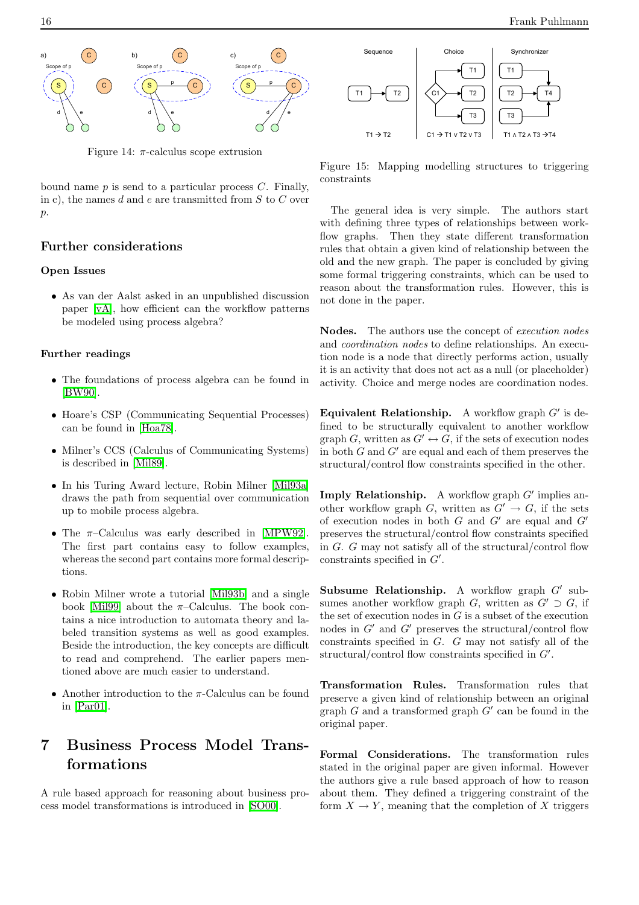Figure 14: $\pi$-calculus scope extrusion

bound name $p$ is send to a particular process $C$. Finally, in c), the names $d$ and $e$ are transmitted from $S$ to $C$ over $p$.

## Further considerations

### Open Issues

- As van der Aalst asked in an unpublished discussion paper [vA], how efficient can the workflow patterns be modeled using process algebra?

### Further readings

- The foundations of process algebra can be found in [BW90].
- Hoare's CSP (Communicating Sequential Processes) can be found in [Hoa78].
- Milner's CCS (Calculus of Communicating Systems) is described in [Mil89].
- In his Turing Award lecture, Robin Milner [Mil93a] draws the path from sequential over communication up to mobile process algebra.
- The $\pi$–Calculus was early described in [MPW92]. The first part contains easy to follow examples, whereas the second part contains more formal descriptions.
- Robin Milner wrote a tutorial [Mil93b] and a single book [Mil99] about the $\pi$–Calculus. The book contains a nice introduction to automata theory and labeled transition systems as well as good examples. Beside the introduction, the key concepts are difficult to read and comprehend. The earlier papers mentioned above are much easier to understand.
- Another introduction to the $\pi$-Calculus can be found in [Par01].

# 7 Business Process Model Transformations

A rule based approach for reasoning about business process model transformations is introduced in [SO00].

Figure 15: Mapping modelling structures to triggering constraints

The general idea is very simple. The authors start with defining three types of relationships between workflow graphs. Then they state different transformation rules that obtain a given kind of relationship between the old and the new graph. The paper is concluded by giving some formal triggering constraints, which can be used to reason about the transformation rules. However, this is not done in the paper.

**Nodes.** The authors use the concept of *execution nodes* and *coordination nodes* to define relationships. An execution node is a node that directly performs action, usually it is an activity that does not act as a null (or placeholder) activity. Choice and merge nodes are coordination nodes.

**Equivalent Relationship.** A workflow graph $G'$ is defined to be structurally equivalent to another workflow graph $G$, written as $G' \leftrightarrow G$, if the sets of execution nodes in both $G$ and $G'$ are equal and each of them preserves the structural/control flow constraints specified in the other.

**Imply Relationship.** A workflow graph $G'$ implies another workflow graph $G$, written as $G' \rightarrow G$, if the sets of execution nodes in both $G$ and $G'$ are equal and $G'$ preserves the structural/control flow constraints specified in $G$. $G$ may not satisfy all of the structural/control flow constraints specified in $G'$.

**Subsume Relationship.** A workflow graph $G'$ subsumes another workflow graph $G$, written as $G' \supset G$, if the set of execution nodes in $G$ is a subset of the execution nodes in $G'$ and $G'$ preserves the structural/control flow constraints specified in $G$. $G$ may not satisfy all of the structural/control flow constraints specified in $G'$.

**Transformation Rules.** Transformation rules that preserve a given kind of relationship between an original graph $G$ and a transformed graph $G'$ can be found in the original paper.

**Formal Considerations.** The transformation rules stated in the original paper are given informal. However the authors give a rule based approach of how to reason about them. They defined a triggering constraint of the form $X \rightarrow Y$, meaning that the completion of $X$ triggers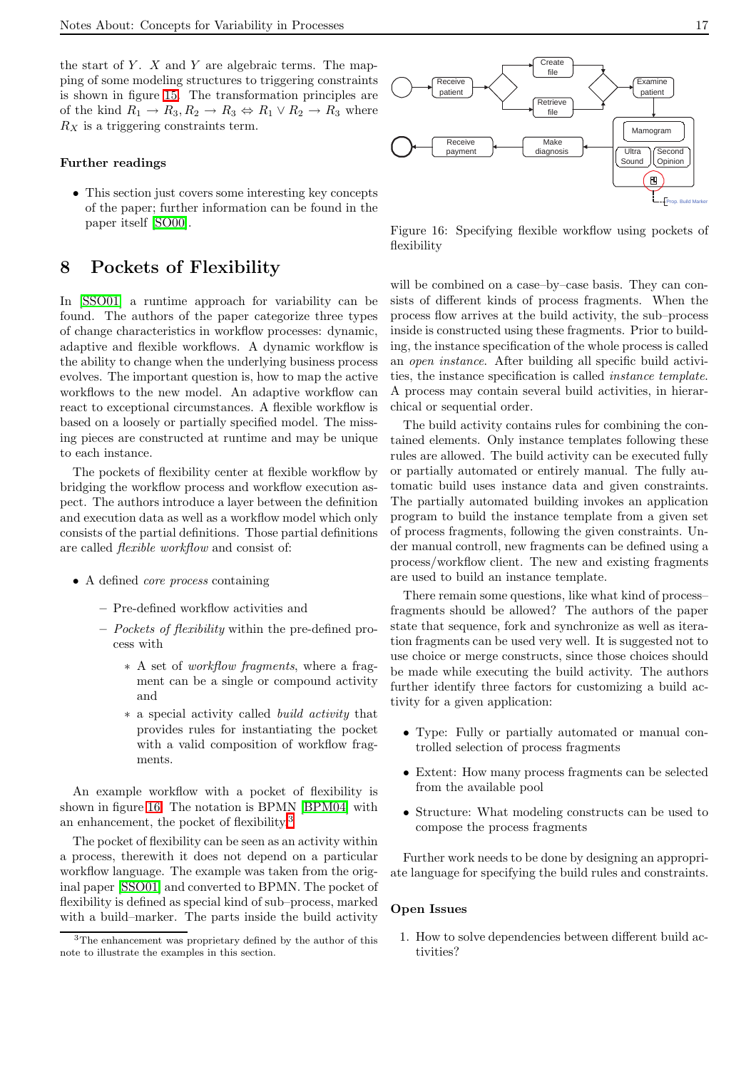the start of $Y$. $X$ and $Y$ are algebraic terms. The mapping of some modeling structures to triggering constraints is shown in figure 15. The transformation principles are of the kind $R_1 \rightarrow R_3, R_2 \rightarrow R_3 \Leftrightarrow R_1 \vee R_2 \rightarrow R_3$ where $R_X$ is a triggering constraints term.

### Further readings

- This section just covers some interesting key concepts of the paper; further information can be found in the paper itself [SO00].

## 8 Pockets of Flexibility

In [SSO01] a runtime approach for variability can be found. The authors of the paper categorize three types of change characteristics in workflow processes: dynamic, adaptive and flexible workflows. A dynamic workflow is the ability to change when the underlying business process evolves. The important question is, how to map the active workflows to the new model. An adaptive workflow can react to exceptional circumstances. A flexible workflow is based on a loosely or partially specified model. The missing pieces are constructed at runtime and may be unique to each instance.

The pockets of flexibility center at flexible workflow by bridging the workflow process and workflow execution aspect. The authors introduce a layer between the definition and execution data as well as a workflow model which only consists of the partial definitions. Those partial definitions are called *flexible workflow* and consist of:

- A defined *core process* containing
  - Pre-defined workflow activities and
  - *Pockets of flexibility* within the pre-defined process with
    - A set of *workflow fragments*, where a fragment can be a single or compound activity and
    - a special activity called *build activity* that provides rules for instantiating the pocket with a valid composition of workflow fragments.

An example workflow with a pocket of flexibility is shown in figure 16. The notation is BPMN [BPM04] with an enhancement, the pocket of flexibility[3].

The pocket of flexibility can be seen as an activity within a process, therewith it does not depend on a particular workflow language. The example was taken from the original paper [SSO01] and converted to BPMN. The pocket of flexibility is defined as special kind of sub–process, marked with a build–marker. The parts inside the build activity

Figure 16: Specifying flexible workflow using pockets of flexibility

will be combined on a case–by–case basis. They can consists of different kinds of process fragments. When the process flow arrives at the build activity, the sub–process inside is constructed using these fragments. Prior to building, the instance specification of the whole process is called an *open instance*. After building all specific build activities, the instance specification is called *instance template*. A process may contain several build activities, in hierarchical or sequential order.

The build activity contains rules for combining the contained elements. Only instance templates following these rules are allowed. The build activity can be executed fully or partially automated or entirely manual. The fully automatic build uses instance data and given constraints. The partially automated building invokes an application program to build the instance template from a given set of process fragments, following the given constraints. Under manual controll, new fragments can be defined using a process/workflow client. The new and existing fragments are used to build an instance template.

There remain some questions, like what kind of process–fragments should be allowed? The authors of the paper state that sequence, fork and synchronize as well as iteration fragments can be used very well. It is suggested not to use choice or merge constructs, since those choices should be made while executing the build activity. The authors further identify three factors for customizing a build activity for a given application:

- Type: Fully or partially automated or manual controlled selection of process fragments
- Extent: How many process fragments can be selected from the available pool
- Structure: What modeling constructs can be used to compose the process fragments

Further work needs to be done by designing an appropriate language for specifying the build rules and constraints.

### Open Issues

1. How to solve dependencies between different build activities?

[3] The enhancement was proprietary defined by the author of this note to illustrate the examples in this section.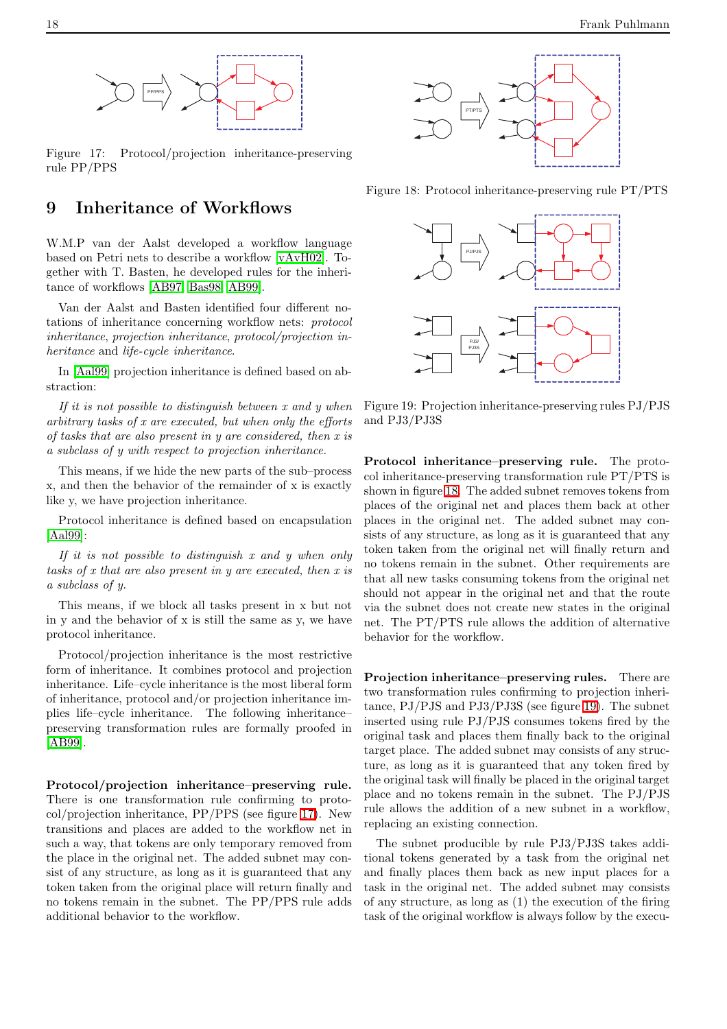Figure 17: Protocol/projection inheritance-preserving rule PP/PPS

## 9 Inheritance of Workflows

W.M.P van der Aalst developed a workflow language based on Petri nets to describe a workflow [vAvH02]. Together with T. Basten, he developed rules for the inheritance of workflows [AB97, Bas98, AB99].

Van der Aalst and Basten identified four different notations of inheritance concerning workflow nets: *protocol inheritance*, *projection inheritance*, *protocol/projection inheritance* and *life-cycle inheritance*.

In [Aal99] projection inheritance is defined based on abstraction:

*If it is not possible to distinguish between x and y when arbitrary tasks of x are executed, but when only the efforts of tasks that are also present in y are considered, then x is a subclass of y with respect to projection inheritance.*

This means, if we hide the new parts of the sub–process x, and then the behavior of the remainder of x is exactly like y, we have projection inheritance.

Protocol inheritance is defined based on encapsulation [Aal99]:

*If it is not possible to distinguish x and y when only tasks of x that are also present in y are executed, then x is a subclass of y.*

This means, if we block all tasks present in x but not in y and the behavior of x is still the same as y, we have protocol inheritance.

Protocol/projection inheritance is the most restrictive form of inheritance. It combines protocol and projection inheritance. Life–cycle inheritance is the most liberal form of inheritance, protocol and/or projection inheritance implies life–cycle inheritance. The following inheritance–preserving transformation rules are formally proofed in [AB99].

**Protocol/projection inheritance–preserving rule.** There is one transformation rule confirming to protocol/projection inheritance, PP/PPS (see figure 17). New transitions and places are added to the workflow net in such a way, that tokens are only temporary removed from the place in the original net. The added subnet may consist of any structure, as long as it is guaranteed that any token taken from the original place will return finally and no tokens remain in the subnet. The PP/PPS rule adds additional behavior to the workflow.

Figure 18: Protocol inheritance-preserving rule PT/PTS

Figure 19: Projection inheritance-preserving rules PJ/PJS and PJ3/PJ3S

**Protocol inheritance–preserving rule.** The protocol inheritance-preserving transformation rule PT/PTS is shown in figure 18. The added subnet removes tokens from places of the original net and places them back at other places in the original net. The added subnet may consists of any structure, as long as it is guaranteed that any token taken from the original net will finally return and no tokens remain in the subnet. Other requirements are that all new tasks consuming tokens from the original net should not appear in the original net and that the route via the subnet does not create new states in the original net. The PT/PTS rule allows the addition of alternative behavior for the workflow.

**Projection inheritance–preserving rules.** There are two transformation rules confirming to projection inheritance, PJ/PJS and PJ3/PJ3S (see figure 19). The subnet inserted using rule PJ/PJS consumes tokens fired by the original task and places them finally back to the original target place. The added subnet may consists of any structure, as long as it is guaranteed that any token fired by the original task will finally be placed in the original target place and no tokens remain in the subnet. The PJ/PJS rule allows the addition of a new subnet in a workflow, replacing an existing connection.

The subnet producible by rule PJ3/PJ3S takes additional tokens generated by a task from the original net and finally places them back as new input places for a task in the original net. The added subnet may consists of any structure, as long as (1) the execution of the firing task of the original workflow is always follow by the execu-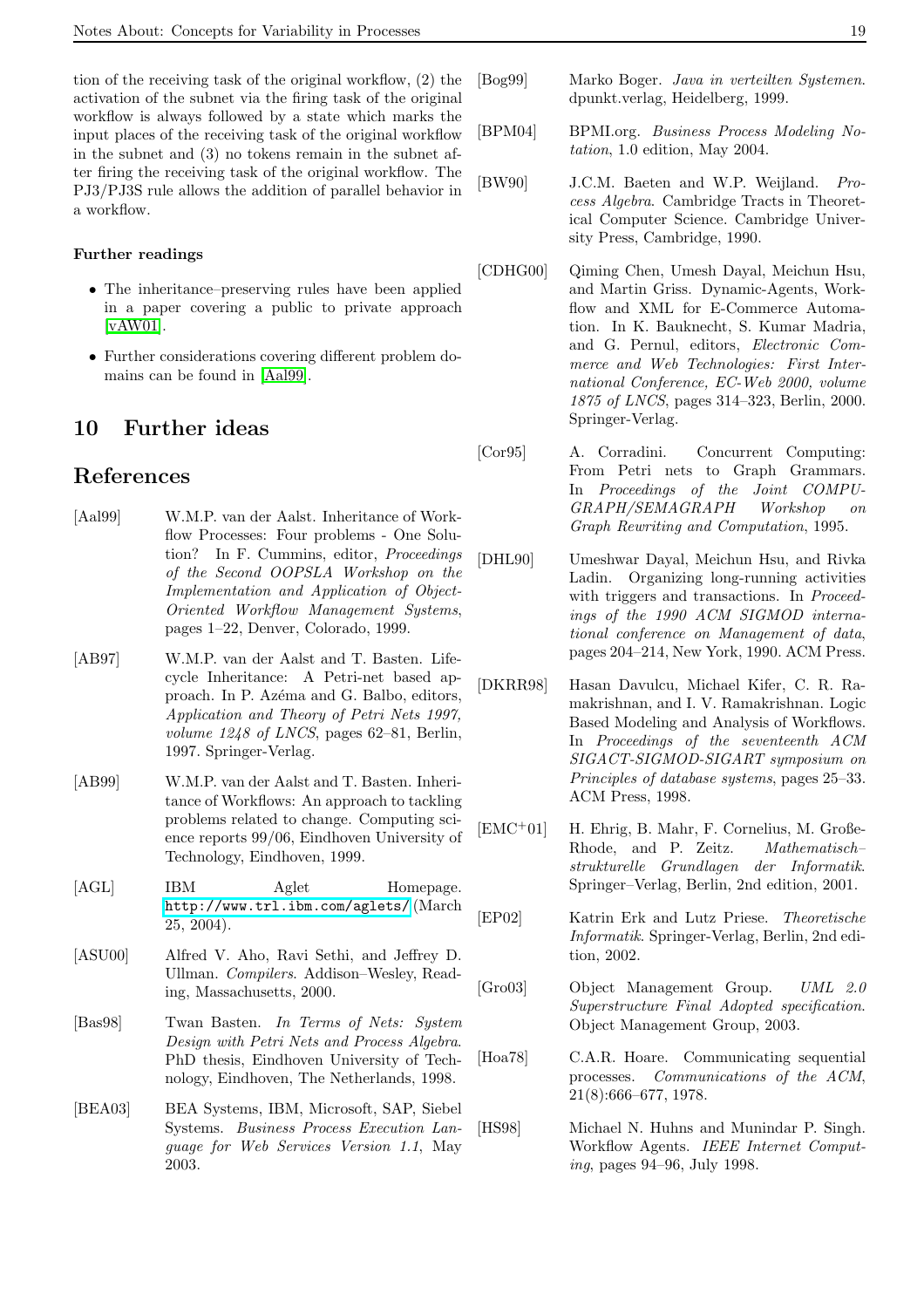tion of the receiving task of the original workflow, (2) the activation of the subnet via the firing task of the original workflow is always followed by a state which marks the input places of the receiving task of the original workflow in the subnet and (3) no tokens remain in the subnet after firing the receiving task of the original workflow. The PJ3/PJ3S rule allows the addition of parallel behavior in a workflow.

#### Further readings

- The inheritance–preserving rules have been applied in a paper covering a public to private approach [vAW01].
- Further considerations covering different problem domains can be found in [Aal99].

## 10 Further ideas

## References

[Aal99] W.M.P. van der Aalst. Inheritance of Workflow Processes: Four problems - One Solution? In F. Cummins, editor, *Proceedings of the Second OOPSLA Workshop on the Implementation and Application of Object-Oriented Workflow Management Systems*, pages 1–22, Denver, Colorado, 1999.

[AB97] W.M.P. van der Aalst and T. Basten. Life-cycle Inheritance: A Petri-net based approach. In P. Azéma and G. Balbo, editors, *Application and Theory of Petri Nets 1997, volume 1248 of LNCS*, pages 62–81, Berlin, 1997. Springer-Verlag.

[AB99] W.M.P. van der Aalst and T. Basten. Inheritance of Workflows: An approach to tackling problems related to change. Computing science reports 99/06, Eindhoven University of Technology, Eindhoven, 1999.

[AGL] IBM Aglet Homepage. http://www.trl.ibm.com/aglets/ (March 25, 2004).

[ASU00] Alfred V. Aho, Ravi Sethi, and Jeffrey D. Ullman. *Compilers*. Addison–Wesley, Reading, Massachusetts, 2000.

[Bas98] Twan Basten. *In Terms of Nets: System Design with Petri Nets and Process Algebra*. PhD thesis, Eindhoven University of Technology, Eindhoven, The Netherlands, 1998.

[BEA03] BEA Systems, IBM, Microsoft, SAP, Siebel Systems. *Business Process Execution Language for Web Services Version 1.1*, May 2003.

[Bog99] Marko Boger. *Java in verteilten Systemen*. dpunkt.verlag, Heidelberg, 1999.

[BPM04] BPMI.org. *Business Process Modeling Notation*, 1.0 edition, May 2004.

[BW90] J.C.M. Baeten and W.P. Weijland. *Process Algebra*. Cambridge Tracts in Theoretical Computer Science. Cambridge University Press, Cambridge, 1990.

[CDHG00] Qiming Chen, Umesh Dayal, Meichun Hsu, and Martin Griss. Dynamic-Agents, Workflow and XML for E-Commerce Automation. In K. Bauknecht, S. Kumar Madria, and G. Pernul, editors, *Electronic Commerce and Web Technologies: First International Conference, EC-Web 2000, volume 1875 of LNCS*, pages 314–323, Berlin, 2000. Springer-Verlag.

[Cor95] A. Corradini. Concurrent Computing: From Petri nets to Graph Grammars. In *Proceedings of the Joint COMPUGRAPH/SEMAGRAPH Workshop on Graph Rewriting and Computation*, 1995.

[DHL90] Umeshwar Dayal, Meichun Hsu, and Rivka Ladin. Organizing long-running activities with triggers and transactions. In *Proceedings of the 1990 ACM SIGMOD international conference on Management of data*, pages 204–214, New York, 1990. ACM Press.

[DKRR98] Hasan Davulcu, Michael Kifer, C. R. Ramakrishnan, and I. V. Ramakrishnan. Logic Based Modeling and Analysis of Workflows. In *Proceedings of the seventeenth ACM SIGACT-SIGMOD-SIGART symposium on Principles of database systems*, pages 25–33. ACM Press, 1998.

[EMC+01] H. Ehrig, B. Mahr, F. Cornelius, M. Große-Rhode, and P. Zeitz. *Mathematisch–strukturelle Grundlagen der Informatik*. Springer–Verlag, Berlin, 2nd edition, 2001.

[EP02] Katrin Erk and Lutz Priese. *Theoretische Informatik*. Springer-Verlag, Berlin, 2nd edition, 2002.

[Gro03] Object Management Group. *UML 2.0 Superstructure Final Adopted specification*. Object Management Group, 2003.

[Hoa78] C.A.R. Hoare. Communicating sequential processes. *Communications of the ACM*, 21(8):666–677, 1978.

[HS98] Michael N. Huhns and Munindar P. Singh. Workflow Agents. *IEEE Internet Computing*, pages 94–96, July 1998.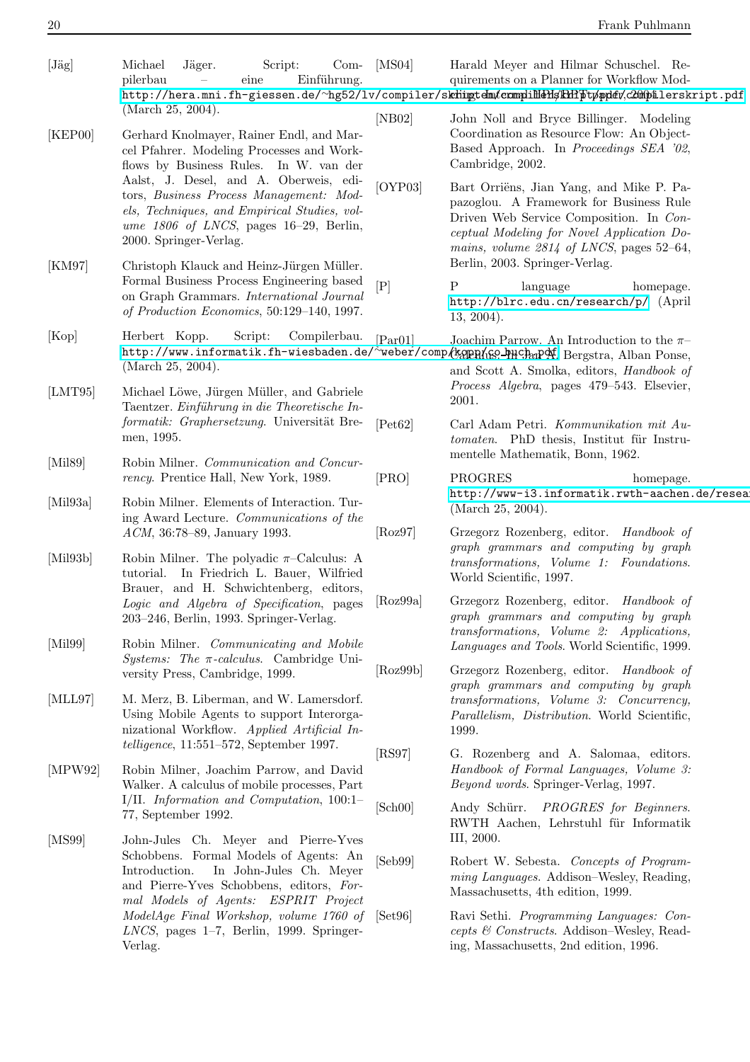[Jäg] Michael Jäger. Script: Compilerbau – eine Einführung. http://hera.mni.fh-giessen.de/~hg52/lv/compiler/skripten/compilerskript/pdf/compilerskript.pdf (March 25, 2004).

[KEP00] Gerhard Knolmayer, Rainer Endl, and Marcel Pfahrer. Modeling Processes and Workflows by Business Rules. In W. van der Aalst, J. Desel, and A. Oberweis, editors, *Business Process Management: Models, Techniques, and Empirical Studies, volume 1806 of LNCS*, pages 16–29, Berlin, 2000. Springer-Verlag.

[KM97] Christoph Klauck and Heinz-Jürgen Müller. Formal Business Process Engineering based on Graph Grammars. *International Journal of Production Economics*, 50:129–140, 1997.

[Kop] Herbert Kopp. Script: Compilerbau. http://www.informatik.fh-wiesbaden.de/~weber/comp/kopp/co_buch.pdf (March 25, 2004).

[LMT95] Michael Löwe, Jürgen Müller, and Gabriele Taentzer. *Einführung in die Theoretische Informatik: Graphersetzung*. Universität Bremen, 1995.

[Mil89] Robin Milner. *Communication and Concurrency*. Prentice Hall, New York, 1989.

[Mil93a] Robin Milner. Elements of Interaction. Turing Award Lecture. *Communications of the ACM*, 36:78–89, January 1993.

[Mil93b] Robin Milner. The polyadic π–Calculus: A tutorial. In Friedrich L. Bauer, Wilfried Brauer, and H. Schwichtenberg, editors, *Logic and Algebra of Specification*, pages 203–246, Berlin, 1993. Springer-Verlag.

[Mil99] Robin Milner. *Communicating and Mobile Systems: The π-calculus*. Cambridge University Press, Cambridge, 1999.

[MLL97] M. Merz, B. Liberman, and W. Lamersdorf. Using Mobile Agents to support Interorganizational Workflow. *Applied Artificial Intelligence*, 11:551–572, September 1997.

[MPW92] Robin Milner, Joachim Parrow, and David Walker. A calculus of mobile processes, Part I/II. *Information and Computation*, 100:1–77, September 1992.

[MS99] John-Jules Ch. Meyer and Pierre-Yves Schobbens. Formal Models of Agents: An Introduction. In John-Jules Ch. Meyer and Pierre-Yves Schobbens, editors, *Formal Models of Agents: ESPRIT Project ModelAge Final Workshop, volume 1760 of LNCS*, pages 1–7, Berlin, 1999. Springer-Verlag.

[MS04] Harald Meyer and Hilmar Schuschel. Requirements on a Planner for Workflow Modeling. Internal HPI/BPT paper, 2004.

[NB02] John Noll and Bryce Billinger. Modeling Coordination as Resource Flow: An Object-Based Approach. In *Proceedings SEA '02*, Cambridge, 2002.

[OYP03] Bart Orriëns, Jian Yang, and Mike P. Papazoglou. A Framework for Business Rule Driven Web Service Composition. In *Conceptual Modeling for Novel Application Domains, volume 2814 of LNCS*, pages 52–64, Berlin, 2003. Springer-Verlag.

[P] P language homepage. http://blrc.edu.cn/research/p/ (April 13, 2004).

[Par01] Joachim Parrow. An Introduction to the π–Calculus. In Jan A. Bergstra, Alban Ponse, and Scott A. Smolka, editors, *Handbook of Process Algebra*, pages 479–543. Elsevier, 2001.

[Pet62] Carl Adam Petri. *Kommunikation mit Automaten*. PhD thesis, Institut für Instrumentelle Mathematik, Bonn, 1962.

[PRO] PROGRES homepage. http://www-i3.informatik.rwth-aachen.de/resea (March 25, 2004).

[Roz97] Grzegorz Rozenberg, editor. *Handbook of graph grammars and computing by graph transformations, Volume 1: Foundations*. World Scientific, 1997.

[Roz99a] Grzegorz Rozenberg, editor. *Handbook of graph grammars and computing by graph transformations, Volume 2: Applications, Languages and Tools*. World Scientific, 1999.

[Roz99b] Grzegorz Rozenberg, editor. *Handbook of graph grammars and computing by graph transformations, Volume 3: Concurrency, Parallelism, Distribution*. World Scientific, 1999.

[RS97] G. Rozenberg and A. Salomaa, editors. *Handbook of Formal Languages, Volume 3: Beyond words*. Springer-Verlag, 1997.

[Sch00] Andy Schürr. *PROGRES for Beginners*. RWTH Aachen, Lehrstuhl für Informatik III, 2000.

[Seb99] Robert W. Sebesta. *Concepts of Programming Languages*. Addison–Wesley, Reading, Massachusetts, 4th edition, 1999.

[Set96] Ravi Sethi. *Programming Languages: Concepts & Constructs*. Addison–Wesley, Reading, Massachusetts, 2nd edition, 1996.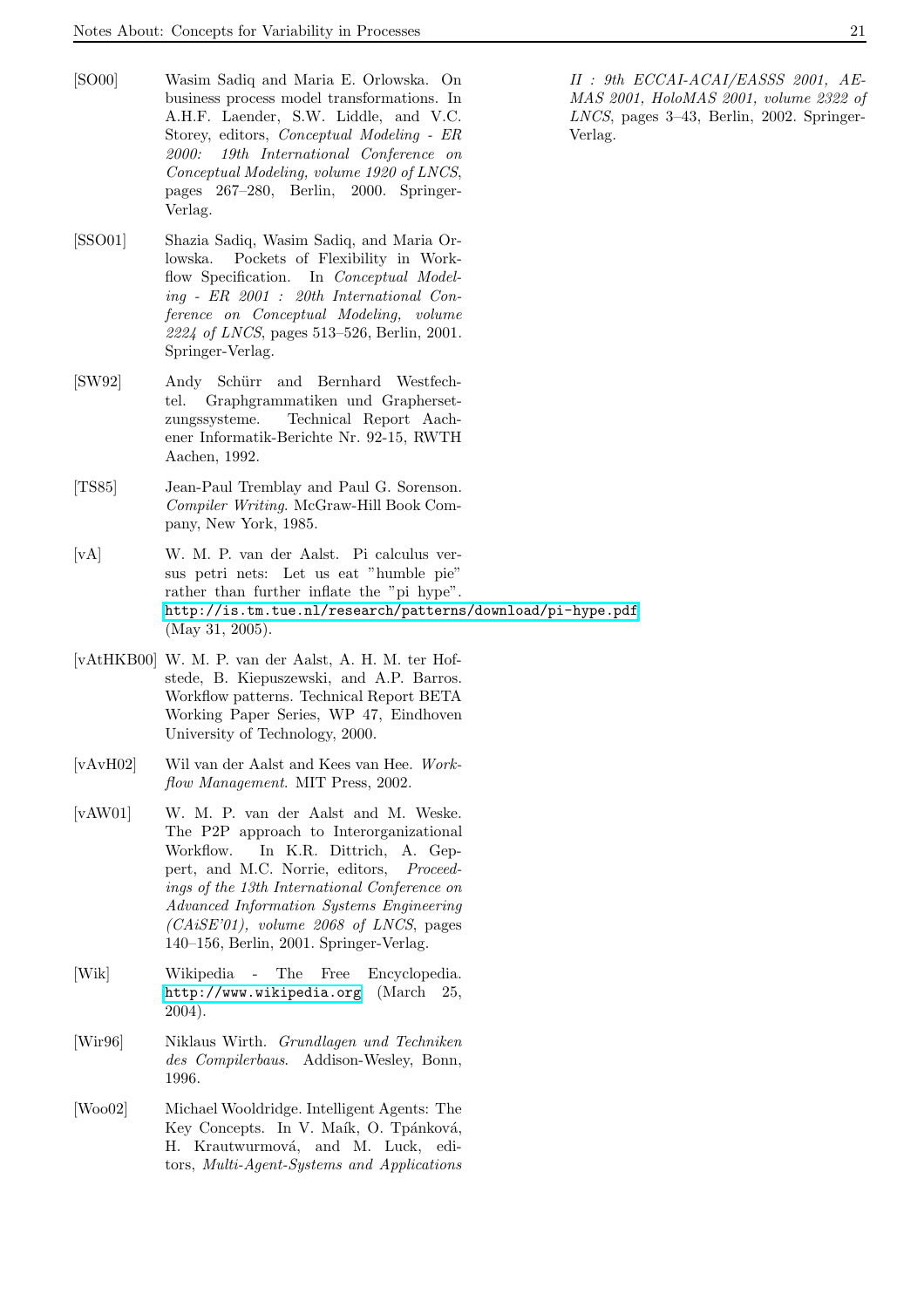[SO00] Wasim Sadiq and Maria E. Orlowska. On business process model transformations. In A.H.F. Laender, S.W. Liddle, and V.C. Storey, editors, *Conceptual Modeling - ER 2000: 19th International Conference on Conceptual Modeling, volume 1920 of LNCS*, pages 267–280, Berlin, 2000. Springer-Verlag.

[SSO01] Shazia Sadiq, Wasim Sadiq, and Maria Orlowska. Pockets of Flexibility in Workflow Specification. In *Conceptual Modeling - ER 2001 : 20th International Conference on Conceptual Modeling, volume 2224 of LNCS*, pages 513–526, Berlin, 2001. Springer-Verlag.

[SW92] Andy Schürr and Bernhard Westfechtel. Graphgrammatiken und Graphersetzungssysteme. Technical Report Aachener Informatik-Berichte Nr. 92-15, RWTH Aachen, 1992.

[TS85] Jean-Paul Tremblay and Paul G. Sorenson. *Compiler Writing*. McGraw-Hill Book Company, New York, 1985.

[vA] W. M. P. van der Aalst. Pi calculus versus petri nets: Let us eat "humble pie" rather than further inflate the "pi hype". http://is.tm.tue.nl/research/patterns/download/pi-hype.pdf (May 31, 2005).

[vAtHKB00] W. M. P. van der Aalst, A. H. M. ter Hofstede, B. Kiepuszewski, and A.P. Barros. Workflow patterns. Technical Report BETA Working Paper Series, WP 47, Eindhoven University of Technology, 2000.

[vAvH02] Wil van der Aalst and Kees van Hee. *Workflow Management*. MIT Press, 2002.

[vAW01] W. M. P. van der Aalst and M. Weske. The P2P approach to Interorganizational Workflow. In K.R. Dittrich, A. Geppert, and M.C. Norrie, editors, *Proceedings of the 13th International Conference on Advanced Information Systems Engineering (CAiSE'01), volume 2068 of LNCS*, pages 140–156, Berlin, 2001. Springer-Verlag.

[Wik] Wikipedia - The Free Encyclopedia. http://www.wikipedia.org (March 25, 2004).

[Wir96] Niklaus Wirth. *Grundlagen und Techniken des Compilerbaus*. Addison-Wesley, Bonn, 1996.

[Woo02] Michael Wooldridge. Intelligent Agents: The Key Concepts. In V. Maík, O. Tpánková, H. Krautwurmová, and M. Luck, editors, *Multi-Agent-Systems and Applications II : 9th ECCAI-ACAI/EASSS 2001, AEMAS 2001, HoloMAS 2001, volume 2322 of LNCS*, pages 3–43, Berlin, 2002. Springer-Verlag.